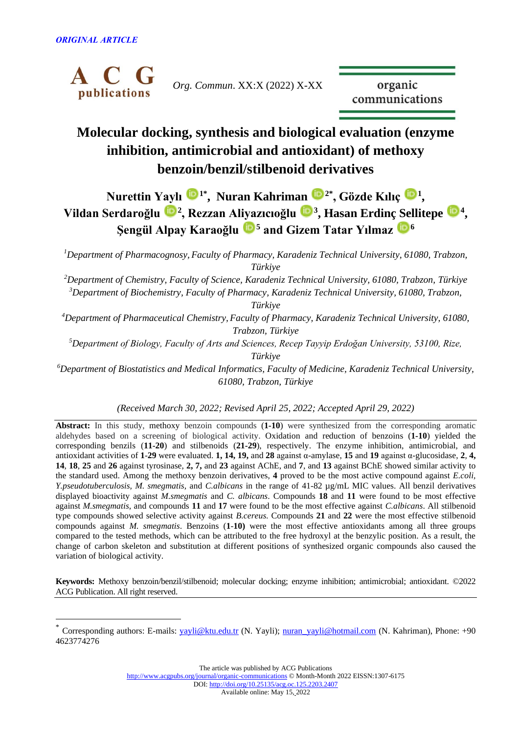*ORIGINAL ARTICLE*

*Org. Commun*. XX:X (2022) X-XX

# Molecular docking, synthesis and biological evaluation (enzyme inhibition, antimicrobial and antioxidant) of methoxy benzoin/benzil/stilbenoid derivatives

**Nurettin Yaylı [1*], Nuran Kahriman [2*], Gözde Kılıç [1], Vildan Serdaroğlu [2], Rezzan Aliyazıcıoğlu [3], Hasan Erdinç Sellitepe [4], Şengül Alpay Karaoğlu [5] and Gizem Tatar Yılmaz [6]**

[1] *Department of Pharmacognosy, Faculty of Pharmacy, Karadeniz Technical University, 61080, Trabzon, Türkiye*

[2] *Department of Chemistry, Faculty of Science, Karadeniz Technical University, 61080, Trabzon, Türkiye*

[3] *Department of Biochemistry, Faculty of Pharmacy, Karadeniz Technical University, 61080, Trabzon, Türkiye*

[4] *Department of Pharmaceutical Chemistry, Faculty of Pharmacy, Karadeniz Technical University, 61080, Trabzon, Türkiye*

[5] *Department of Biology, Faculty of Arts and Sciences, Recep Tayyip Erdoğan University, 53100, Rize, Türkiye*

[6] *Department of Biostatistics and Medical Informatics, Faculty of Medicine, Karadeniz Technical University, 61080, Trabzon, Türkiye*

*(Received March 30, 2022; Revised April 25, 2022; Accepted April 29, 2022)*

**Abstract:** In this study, methoxy benzoin compounds (**1-10**) were synthesized from the corresponding aromatic aldehydes based on a screening of biological activity. Oxidation and reduction of benzoins (**1-10**) yielded the corresponding benzils (**11-20**) and stilbenoids (**21-29**), respectively. The enzyme inhibition, antimicrobial, and antioxidant activities of **1-29** were evaluated. **1, 14, 19,** and **28** against α-amylase, **15** and **19** against α-glucosidase, **2**, **4, 14**, **18**, **25** and **26** against tyrosinase, **2, 7,** and **23** against AChE, and **7**, and **13** against BChE showed similar activity to the standard used. Among the methoxy benzoin derivatives, **4** proved to be the most active compound against *E.coli, Y.pseudotuberculosis, M. smegmatis,* and *C.albicans* in the range of 41-82 µg/mL MIC values. All benzil derivatives displayed bioactivity against *M.smegmatis* and *C. albicans*. Compounds **18** and **11** were found to be most effective against *M.smegmatis*, and compounds **11** and **17** were found to be the most effective against *C.albicans*. All stilbenoid type compounds showed selective activity against *B.cereus.* Compounds **21** and **22** were the most effective stilbenoid compounds against *M. smegmatis*. Benzoins (**1-10**) were the most effective antioxidants among all three groups compared to the tested methods, which can be attributed to the free hydroxyl at the benzylic position. As a result, the change of carbon skeleton and substitution at different positions of synthesized organic compounds also caused the variation of biological activity.

**Keywords:** Methoxy benzoin/benzil/stilbenoid; molecular docking; enzyme inhibition; antimicrobial; antioxidant. ©2022 ACG Publication. All right reserved.

---

[*] Corresponding authors: E-mails: yayli@ktu.edu.tr (N. Yayli); nuran_yayli@hotmail.com (N. Kahriman), Phone: +90 4623774276

The article was published by ACG Publications
http://www.acgpubs.org/journal/organic-communications © Month-Month 2022 EISSN:1307-6175
DOI: http://doi.org/10.25135/acg.oc.125.2203.2407
Available online: May 15, 2022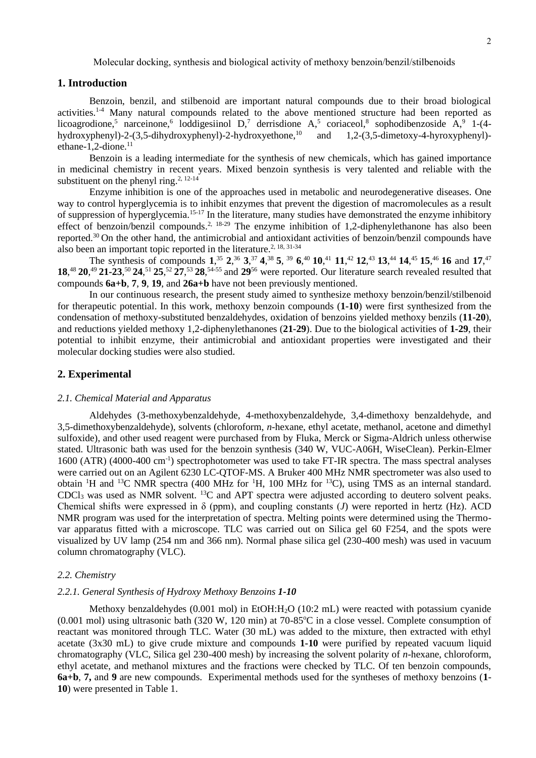Molecular docking, synthesis and biological activity of methoxy benzoin/benzil/stilbenoids

## 1. Introduction

Benzoin, benzil, and stilbenoid are important natural compounds due to their broad biological activities.[1-4] Many natural compounds related to the above mentioned structure had been reported as licoagrodione,[5] narceinone,[6] loddigesiinol D,[7] derrisdione A,[5] coriaceol,[8] sophodibenzoside A,[9] 1-(4-hydroxyphenyl)-2-(3,5-dihydroxyphenyl)-2-hydroxyethone,[10] and 1,2-(3,5-dimetoxy-4-hyroxyphenyl)-ethane-1,2-dione.[11]

Benzoin is a leading intermediate for the synthesis of new chemicals, which has gained importance in medicinal chemistry in recent years. Mixed benzoin synthesis is very talented and reliable with the substituent on the phenyl ring.[2, 12-14]

Enzyme inhibition is one of the approaches used in metabolic and neurodegenerative diseases. One way to control hyperglycemia is to inhibit enzymes that prevent the digestion of macromolecules as a result of suppression of hyperglycemia.[15-17] In the literature, many studies have demonstrated the enzyme inhibitory effect of benzoin/benzil compounds.[2, 18-29] The enzyme inhibition of 1,2-diphenylethanone has also been reported.[30] On the other hand, the antimicrobial and antioxidant activities of benzoin/benzil compounds have also been an important topic reported in the literature.[2, 18, 31-34]

The synthesis of compounds **1**,[35] **2**,[36] **3**,[37] **4**,[38] **5**, [39] **6**,[40] **10**,[41] **11**,[42] **12**,[43] **13**,[44] **14**,[45] **15**,[46] **16** and **17**,[47] **18**,[48] **20**,[49] **21-23**,[50] **24**,[51] **25**,[52] **27**,[53] **28**,[54-55] and **29**[56] were reported. Our literature search revealed resulted that compounds **6a+b**, **7**, **9**, **19**, and **26a+b** have not been previously mentioned.

In our continuous research, the present study aimed to synthesize methoxy benzoin/benzil/stilbenoid for therapeutic potential. In this work, methoxy benzoin compounds (**1-10**) were first synthesized from the condensation of methoxy-substituted benzaldehydes, oxidation of benzoins yielded methoxy benzils (**11-20**), and reductions yielded methoxy 1,2-diphenylethanones (**21-29**). Due to the biological activities of **1-29**, their potential to inhibit enzyme, their antimicrobial and antioxidant properties were investigated and their molecular docking studies were also studied.

## 2. Experimental

### *2.1. Chemical Material and Apparatus*

Aldehydes (3-methoxybenzaldehyde, 4-methoxybenzaldehyde, 3,4-dimethoxy benzaldehyde, and 3,5-dimethoxybenzaldehyde), solvents (chloroform, *n*-hexane, ethyl acetate, methanol, acetone and dimethyl sulfoxide), and other used reagent were purchased from by Fluka, Merck or Sigma-Aldrich unless otherwise stated. Ultrasonic bath was used for the benzoin synthesis (340 W, VUC-A06H, WiseClean). Perkin-Elmer 1600 (ATR) (4000-400 $cm^{-1}$) spectrophotometer was used to take FT-IR spectra. The mass spectral analyses were carried out on an Agilent 6230 LC-QTOF-MS. A Bruker 400 MHz NMR spectrometer was also used to obtain $^1H$ and $^{13}C$ NMR spectra (400 MHz for $^1H$, 100 MHz for $^{13}C$), using TMS as an internal standard. $CDCl_3$ was used as NMR solvent. $^{13}C$ and APT spectra were adjusted according to deutero solvent peaks. Chemical shifts were expressed in δ (ppm), and coupling constants ($J$) were reported in hertz (Hz). ACD NMR program was used for the interpretation of spectra. Melting points were determined using the Thermo-var apparatus fitted with a microscope. TLC was carried out on Silica gel 60 F254, and the spots were visualized by UV lamp (254 nm and 366 nm). Normal phase silica gel (230-400 mesh) was used in vacuum column chromatography (VLC).

### *2.2. Chemistry*

#### *2.2.1. General Synthesis of Hydroxy Methoxy Benzoins **1-10***

Methoxy benzaldehydes (0.001 mol) in EtOH:$H_2O$ (10:2 mL) were reacted with potassium cyanide (0.001 mol) using ultrasonic bath (320 W, 120 min) at 70-85$^oC$ in a close vessel. Complete consumption of reactant was monitored through TLC. Water (30 mL) was added to the mixture, then extracted with ethyl acetate (3x30 mL) to give crude mixture and compounds **1-10** were purified by repeated vacuum liquid chromatography (VLC, Silica gel 230-400 mesh) by increasing the solvent polarity of *n*-hexane, chloroform, ethyl acetate, and methanol mixtures and the fractions were checked by TLC. Of ten benzoin compounds, **6a+b**, **7,** and **9** are new compounds. Experimental methods used for the syntheses of methoxy benzoins (**1-10**) were presented in Table 1.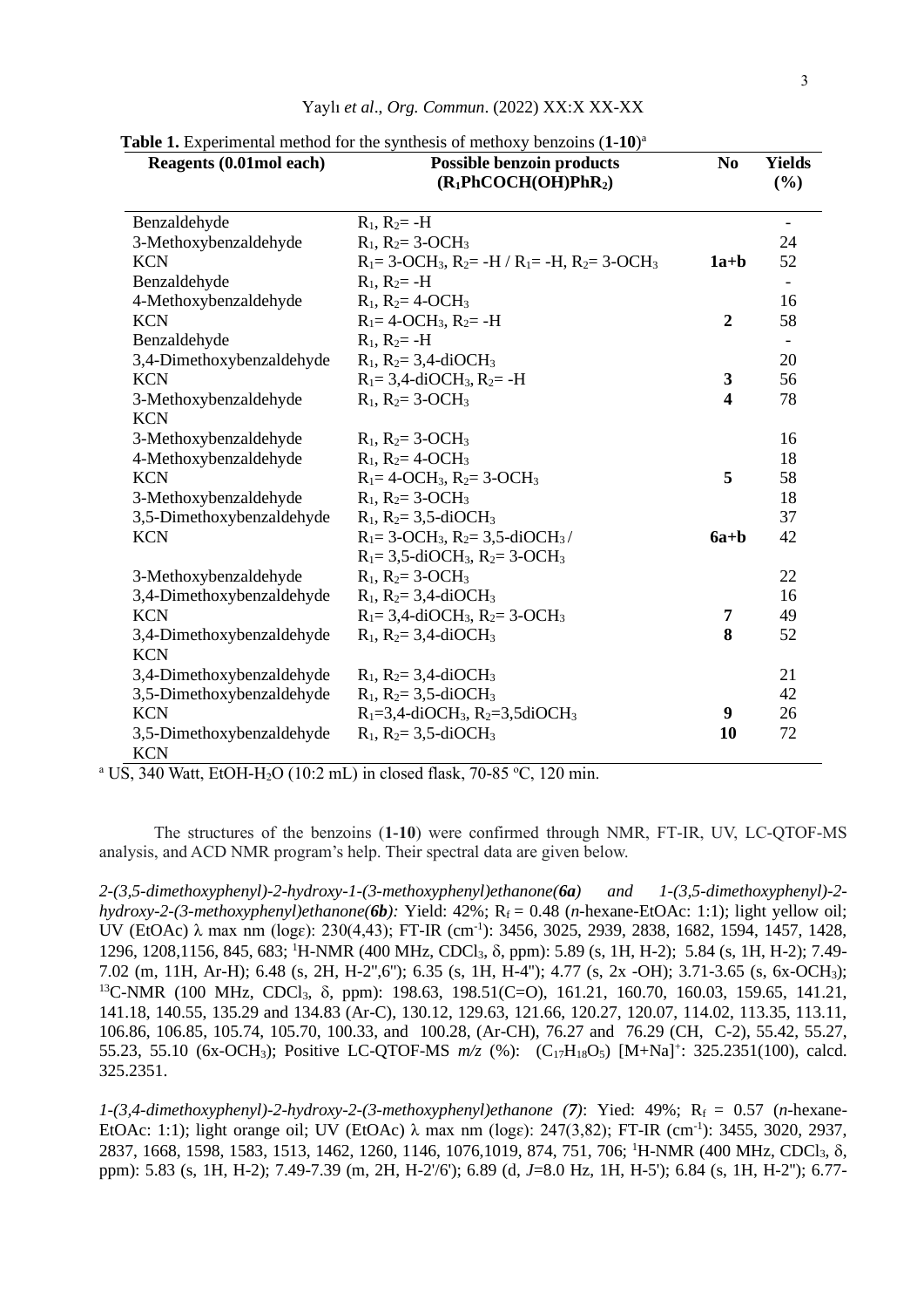**Table 1.** Experimental method for the synthesis of methoxy benzoins (**1**-**10**)[a]

| Reagents (0.01mol each) | Possible benzoin products ($R_1PhCOCH(OH)PhR_2$) | No | Yields (%) |
|---|---|---|---|
| Benzaldehyde | $R_1$, $R_2$= -H | | - |
| 3-Methoxybenzaldehyde | $R_1$, $R_2$= 3-$OCH_3$ | | 24 |
| KCN | $R_1$= 3-$OCH_3$, $R_2$= -H / $R_1$= -H, $R_2$= 3-$OCH_3$ | **1a+b** | 52 |
| Benzaldehyde | $R_1$, $R_2$= -H | | - |
| 4-Methoxybenzaldehyde | $R_1$, $R_2$= 4-$OCH_3$ | | 16 |
| KCN | $R_1$= 4-$OCH_3$, $R_2$= -H | **2** | 58 |
| Benzaldehyde | $R_1$, $R_2$= -H | | - |
| 3,4-Dimethoxybenzaldehyde | $R_1$, $R_2$= 3,4-di$OCH_3$ | | 20 |
| KCN | $R_1$= 3,4-di$OCH_3$, $R_2$= -H | **3** | 56 |
| 3-Methoxybenzaldehyde KCN | $R_1$, $R_2$= 3-$OCH_3$ | **4** | 78 |
| 3-Methoxybenzaldehyde | $R_1$, $R_2$= 3-$OCH_3$ | | 16 |
| 4-Methoxybenzaldehyde | $R_1$, $R_2$= 4-$OCH_3$ | | 18 |
| KCN | $R_1$= 4-$OCH_3$, $R_2$= 3-$OCH_3$ | **5** | 58 |
| 3-Methoxybenzaldehyde | $R_1$, $R_2$= 3-$OCH_3$ | | 18 |
| 3,5-Dimethoxybenzaldehyde | $R_1$, $R_2$= 3,5-di$OCH_3$ | | 37 |
| KCN | $R_1$= 3-$OCH_3$, $R_2$= 3,5-di$OCH_3$ / $R_1$= 3,5-di$OCH_3$, $R_2$= 3-$OCH_3$ | **6a+b** | 42 |
| 3-Methoxybenzaldehyde | $R_1$, $R_2$= 3-$OCH_3$ | | 22 |
| 3,4-Dimethoxybenzaldehyde | $R_1$, $R_2$= 3,4-di$OCH_3$ | | 16 |
| KCN | $R_1$= 3,4-di$OCH_3$, $R_2$= 3-$OCH_3$ | **7** | 49 |
| 3,4-Dimethoxybenzaldehyde KCN | $R_1$, $R_2$= 3,4-di$OCH_3$ | **8** | 52 |
| 3,4-Dimethoxybenzaldehyde | $R_1$, $R_2$= 3,4-di$OCH_3$ | | 21 |
| 3,5-Dimethoxybenzaldehyde | $R_1$, $R_2$= 3,5-di$OCH_3$ | | 42 |
| KCN | $R_1$=3,4-di$OCH_3$, $R_2$=3,5di$OCH_3$ | **9** | 26 |
| 3,5-Dimethoxybenzaldehyde KCN | $R_1$, $R_2$= 3,5-di$OCH_3$ | **10** | 72 |

[a] US, 340 Watt, EtOH-$H_2O$ (10:2 mL) in closed flask, 70-85 °C, 120 min.

The structures of the benzoins (**1**-**10**) were confirmed through NMR, FT-IR, UV, LC-QTOF-MS analysis, and ACD NMR program's help. Their spectral data are given below.

*2-(3,5-dimethoxyphenyl)-2-hydroxy-1-(3-methoxyphenyl)ethanone(**6a**) and 1-(3,5-dimethoxyphenyl)-2-hydroxy-2-(3-methoxyphenyl)ethanone(**6b**):* Yield: 42%; $R_f$ = 0.48 (*n*-hexane-EtOAc: 1:1); light yellow oil; UV (EtOAc) λ max nm (logε): 230(4,43); FT-IR (cm$^{-1}$): 3456, 3025, 2939, 2838, 1682, 1594, 1457, 1428, 1296, 1208,1156, 845, 683; $^1$H-NMR (400 MHz, $CDCl_3$, δ, ppm): 5.89 (s, 1H, H-2); 5.84 (s, 1H, H-2); 7.49-7.02 (m, 11H, Ar-H); 6.48 (s, 2H, H-2'',6''); 6.35 (s, 1H, H-4''); 4.77 (s, 2x -OH); 3.71-3.65 (s, 6x-$OCH_3$); $^{13}$C-NMR (100 MHz, $CDCl_3$, δ, ppm): 198.63, 198.51(C=O), 161.21, 160.70, 160.03, 159.65, 141.21, 141.18, 140.55, 135.29 and 134.83 (Ar-C), 130.12, 129.63, 121.66, 120.27, 120.07, 114.02, 113.35, 113.11, 106.86, 106.85, 105.74, 105.70, 100.33, and 100.28, (Ar-CH), 76.27 and 76.29 (CH, C-2), 55.42, 55.27, 55.23, 55.10 (6x-$OCH_3$); Positive LC-QTOF-MS *m/z* (%): ($C_{17}H_{18}O_5$) $[M+Na]^+$: 325.2351(100), calcd. 325.2351.

*1-(3,4-dimethoxyphenyl)-2-hydroxy-2-(3-methoxyphenyl)ethanone (**7**)*: Yied: 49%; $R_f$ = 0.57 (*n*-hexane-EtOAc: 1:1); light orange oil; UV (EtOAc) λ max nm (logε): 247(3,82); FT-IR (cm$^{-1}$): 3455, 3020, 2937, 2837, 1668, 1598, 1583, 1513, 1462, 1260, 1146, 1076,1019, 874, 751, 706; $^1$H-NMR (400 MHz, $CDCl_3$, δ, ppm): 5.83 (s, 1H, H-2); 7.49-7.39 (m, 2H, H-2'/6'); 6.89 (d, *J*=8.0 Hz, 1H, H-5'); 6.84 (s, 1H, H-2''); 6.77-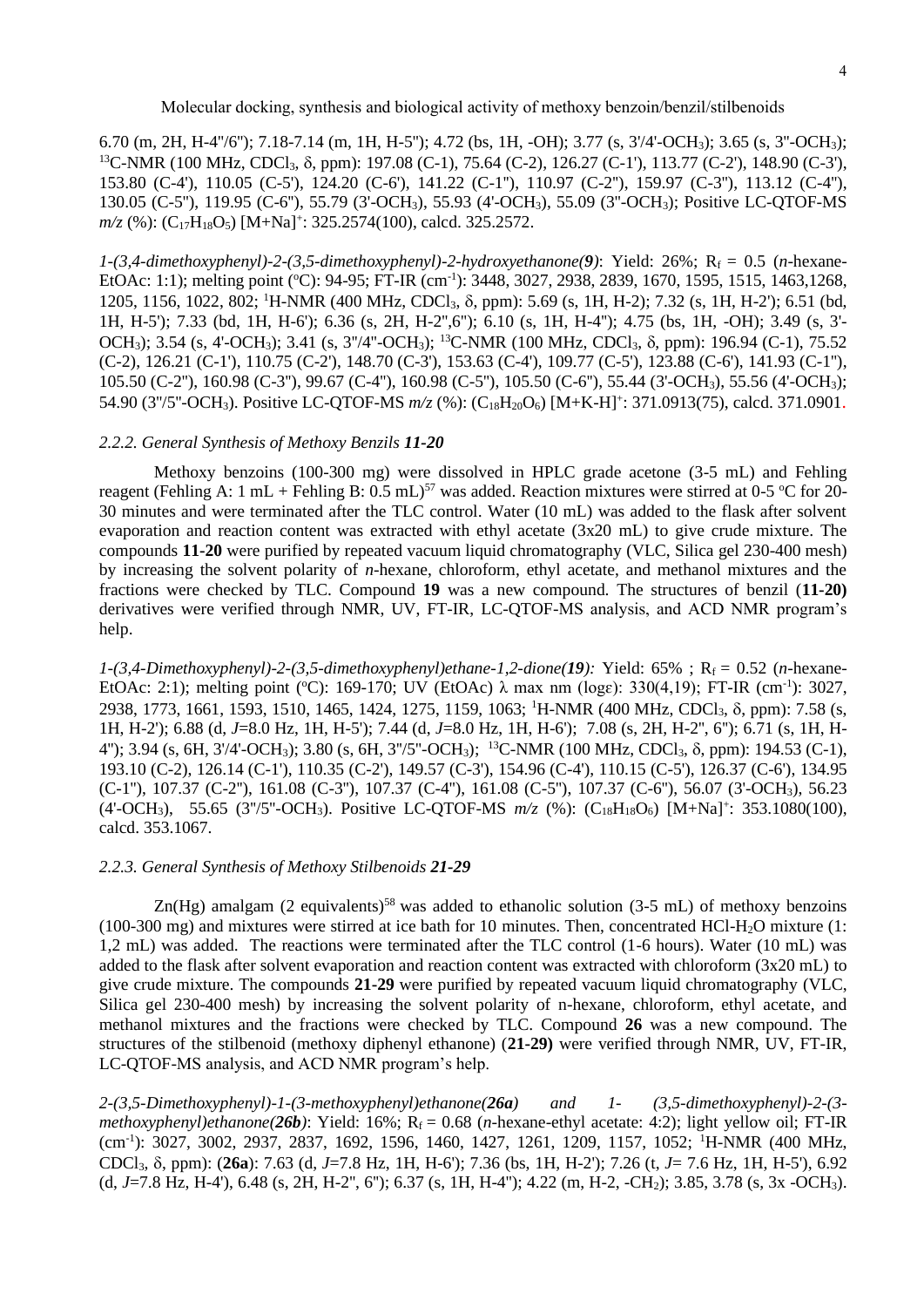6.70 (m, 2H, H-4''/6''); 7.18-7.14 (m, 1H, H-5''); 4.72 (bs, 1H, -OH); 3.77 (s, 3'/4'-$OCH_3$); 3.65 (s, 3''-$OCH_3$); $^{13}$C-NMR (100 MHz, $CDCl_3$, δ, ppm): 197.08 (C-1), 75.64 (C-2), 126.27 (C-1'), 113.77 (C-2'), 148.90 (C-3'), 153.80 (C-4'), 110.05 (C-5'), 124.20 (C-6'), 141.22 (C-1''), 110.97 (C-2''), 159.97 (C-3''), 113.12 (C-4''), 130.05 (C-5''), 119.95 (C-6''), 55.79 (3'-$OCH_3$), 55.93 (4'-$OCH_3$), 55.09 (3''-$OCH_3$); Positive LC-QTOF-MS *m/z* (%): ($C_{17}H_{18}O_5$) $[M+Na]^+$: 325.2574(100), calcd. 325.2572.

*1-(3,4-dimethoxyphenyl)-2-(3,5-dimethoxyphenyl)-2-hydroxyethanone(**9**)*: Yield: 26%; $R_f$ = 0.5 (*n*-hexane-EtOAc: 1:1); melting point (°C): 94-95; FT-IR (cm$^{-1}$): 3448, 3027, 2938, 2839, 1670, 1595, 1515, 1463,1268, 1205, 1156, 1022, 802; $^1$H-NMR (400 MHz, $CDCl_3$, δ, ppm): 5.69 (s, 1H, H-2); 7.32 (s, 1H, H-2'); 6.51 (bd, 1H, H-5'); 7.33 (bd, 1H, H-6'); 6.36 (s, 2H, H-2'',6''); 6.10 (s, 1H, H-4''); 4.75 (bs, 1H, -OH); 3.49 (s, 3'-$OCH_3$); 3.54 (s, 4'-$OCH_3$); 3.41 (s, 3''/4''-$OCH_3$); $^{13}$C-NMR (100 MHz, $CDCl_3$, δ, ppm): 196.94 (C-1), 75.52 (C-2), 126.21 (C-1'), 110.75 (C-2'), 148.70 (C-3'), 153.63 (C-4'), 109.77 (C-5'), 123.88 (C-6'), 141.93 (C-1''), 105.50 (C-2''), 160.98 (C-3''), 99.67 (C-4''), 160.98 (C-5''), 105.50 (C-6''), 55.44 (3'-$OCH_3$), 55.56 (4'-$OCH_3$); 54.90 (3''/5''-$OCH_3$). Positive LC-QTOF-MS *m/z* (%): ($C_{18}H_{20}O_6$) $[M+K-H]^+$: 371.0913(75), calcd. 371.0901.

### *2.2.2. General Synthesis of Methoxy Benzils **11-20***

Methoxy benzoins (100-300 mg) were dissolved in HPLC grade acetone (3-5 mL) and Fehling reagent (Fehling A: 1 mL + Fehling B: 0.5 mL)[57] was added. Reaction mixtures were stirred at 0-5 °C for 20-30 minutes and were terminated after the TLC control. Water (10 mL) was added to the flask after solvent evaporation and reaction content was extracted with ethyl acetate (3x20 mL) to give crude mixture. The compounds **11-20** were purified by repeated vacuum liquid chromatography (VLC, Silica gel 230-400 mesh) by increasing the solvent polarity of *n*-hexane, chloroform, ethyl acetate, and methanol mixtures and the fractions were checked by TLC. Compound **19** was a new compound. The structures of benzil (**11-20)** derivatives were verified through NMR, UV, FT-IR, LC-QTOF-MS analysis, and ACD NMR program's help.

*1-(3,4-Dimethoxyphenyl)-2-(3,5-dimethoxyphenyl)ethane-1,2-dione(**19**):* Yield: 65% ; $R_f$ = 0.52 (*n*-hexane-EtOAc: 2:1); melting point (°C): 169-170; UV (EtOAc) λ max nm (logε): 330(4,19); FT-IR (cm$^{-1}$): 3027, 2938, 1773, 1661, 1593, 1510, 1465, 1424, 1275, 1159, 1063; $^1$H-NMR (400 MHz, $CDCl_3$, δ, ppm): 7.58 (s, 1H, H-2'); 6.88 (d, *J*=8.0 Hz, 1H, H-5'); 7.44 (d, *J*=8.0 Hz, 1H, H-6'); 7.08 (s, 2H, H-2'', 6''); 6.71 (s, 1H, H-4''); 3.94 (s, 6H, 3'/4'-$OCH_3$); 3.80 (s, 6H, 3''/5''-$OCH_3$); $^{13}$C-NMR (100 MHz, $CDCl_3$, δ, ppm): 194.53 (C-1), 193.10 (C-2), 126.14 (C-1'), 110.35 (C-2'), 149.57 (C-3'), 154.96 (C-4'), 110.15 (C-5'), 126.37 (C-6'), 134.95 (C-1''), 107.37 (C-2''), 161.08 (C-3''), 107.37 (C-4''), 161.08 (C-5''), 107.37 (C-6''), 56.07 (3'-$OCH_3$), 56.23 (4'-$OCH_3$), 55.65 (3''/5''-$OCH_3$). Positive LC-QTOF-MS *m/z* (%): ($C_{18}H_{18}O_6$) $[M+Na]^+$: 353.1080(100), calcd. 353.1067.

### *2.2.3. General Synthesis of Methoxy Stilbenoids **21-29***

Zn(Hg) amalgam (2 equivalents)[58] was added to ethanolic solution (3-5 mL) of methoxy benzoins (100-300 mg) and mixtures were stirred at ice bath for 10 minutes. Then, concentrated HCl-$H_2O$ mixture (1: 1,2 mL) was added. The reactions were terminated after the TLC control (1-6 hours). Water (10 mL) was added to the flask after solvent evaporation and reaction content was extracted with chloroform (3x20 mL) to give crude mixture. The compounds **21-29** were purified by repeated vacuum liquid chromatography (VLC, Silica gel 230-400 mesh) by increasing the solvent polarity of n-hexane, chloroform, ethyl acetate, and methanol mixtures and the fractions were checked by TLC. Compound **26** was a new compound. The structures of the stilbenoid (methoxy diphenyl ethanone) (**21-29)** were verified through NMR, UV, FT-IR, LC-QTOF-MS analysis, and ACD NMR program's help.

*2-(3,5-Dimethoxyphenyl)-1-(3-methoxyphenyl)ethanone(**26a**) and 1- (3,5-dimethoxyphenyl)-2-(3-methoxyphenyl)ethanone(**26b**)*: Yield: 16%; $R_f$ = 0.68 (*n*-hexane-ethyl acetate: 4:2); light yellow oil; FT-IR (cm$^{-1}$): 3027, 3002, 2937, 2837, 1692, 1596, 1460, 1427, 1261, 1209, 1157, 1052; $^1$H-NMR (400 MHz, $CDCl_3$, δ, ppm): (**26a**): 7.63 (d, *J*=7.8 Hz, 1H, H-6'); 7.36 (bs, 1H, H-2'); 7.26 (t, *J*= 7.6 Hz, 1H, H-5'), 6.92 (d, *J*=7.8 Hz, H-4'), 6.48 (s, 2H, H-2'', 6''); 6.37 (s, 1H, H-4''); 4.22 (m, H-2, -$CH_2$); 3.85, 3.78 (s, 3x -$OCH_3$).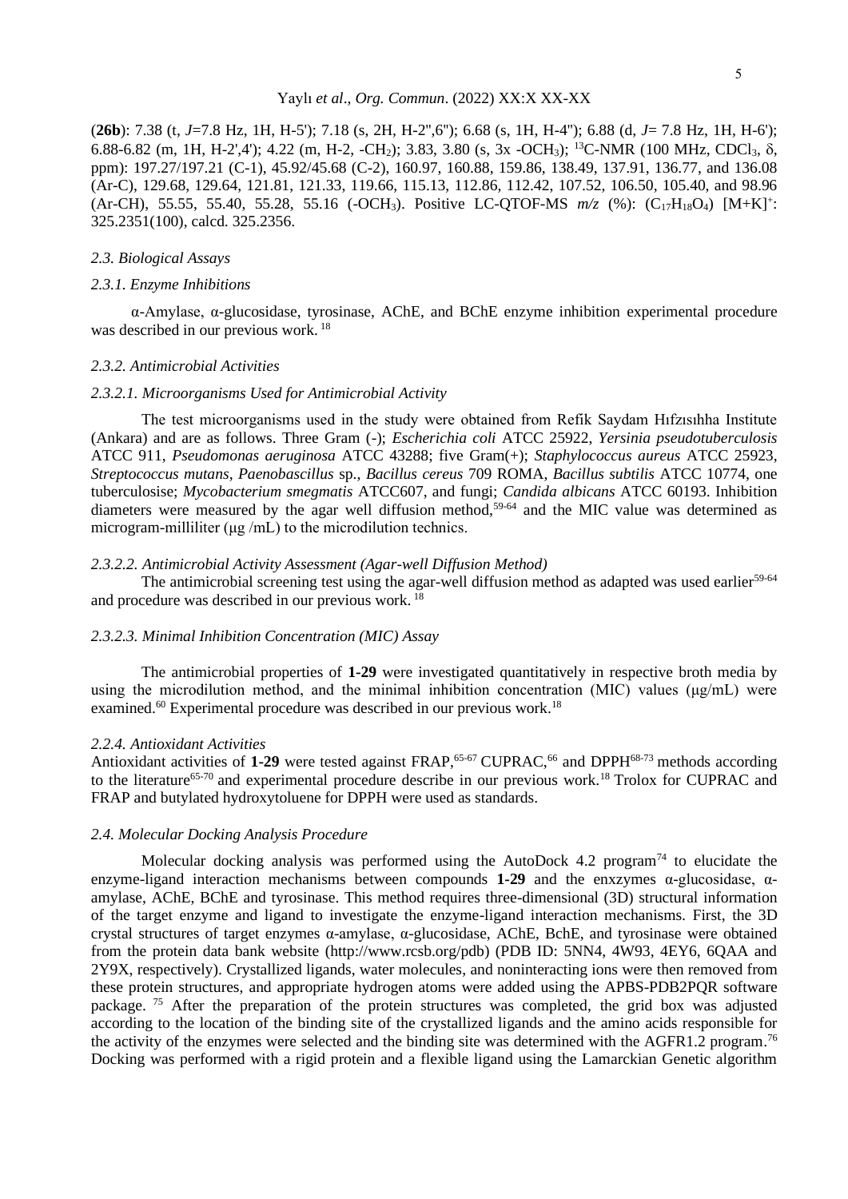(**26b**): 7.38 (t, *J*=7.8 Hz, 1H, H-5'); 7.18 (s, 2H, H-2'',6''); 6.68 (s, 1H, H-4''); 6.88 (d, *J*= 7.8 Hz, 1H, H-6'); 6.88-6.82 (m, 1H, H-2',4'); 4.22 (m, H-2, $-CH_2$); 3.83, 3.80 (s, 3x $-OCH_3$); $^{13}$C-NMR (100 MHz, $CDCl_3$, δ, ppm): 197.27/197.21 (C-1), 45.92/45.68 (C-2), 160.97, 160.88, 159.86, 138.49, 137.91, 136.77, and 136.08 (Ar-C), 129.68, 129.64, 121.81, 121.33, 119.66, 115.13, 112.86, 112.42, 107.52, 106.50, 105.40, and 98.96 (Ar-CH), 55.55, 55.40, 55.28, 55.16 ($-OCH_3$). Positive LC-QTOF-MS *m/z* (%): ($C_{17}H_{18}O_4$) $[M+K]^+$: 325.2351(100), calcd. 325.2356.

### *2.3. Biological Assays*

#### *2.3.1. Enzyme Inhibitions*

α-Amylase, α-glucosidase, tyrosinase, AChE, and BChE enzyme inhibition experimental procedure was described in our previous work. [18]

#### *2.3.2. Antimicrobial Activities*

##### *2.3.2.1. Microorganisms Used for Antimicrobial Activity*

The test microorganisms used in the study were obtained from Refik Saydam Hıfzısıhha Institute (Ankara) and are as follows. Three Gram (-); *Escherichia coli* ATCC 25922, *Yersinia pseudotuberculosis* ATCC 911, *Pseudomonas aeruginosa* ATCC 43288; five Gram(+); *Staphylococcus aureus* ATCC 25923, *Streptococcus mutans*, *Paenobascillus* sp., *Bacillus cereus* 709 ROMA, *Bacillus subtilis* ATCC 10774, one tuberculosise; *Mycobacterium smegmatis* ATCC607, and fungi; *Candida albicans* ATCC 60193. Inhibition diameters were measured by the agar well diffusion method,[59-64] and the MIC value was determined as microgram-milliliter (μg /mL) to the microdilution technics.

##### *2.3.2.2. Antimicrobial Activity Assessment (Agar-well Diffusion Method)*

The antimicrobial screening test using the agar-well diffusion method as adapted was used earlier[59-64] and procedure was described in our previous work. [18]

##### *2.3.2.3. Minimal Inhibition Concentration (MIC) Assay*

The antimicrobial properties of **1-29** were investigated quantitatively in respective broth media by using the microdilution method, and the minimal inhibition concentration (MIC) values (μg/mL) were examined.[60] Experimental procedure was described in our previous work.[18]

#### *2.2.4. Antioxidant Activities*

Antioxidant activities of **1-29** were tested against FRAP,[65-67] CUPRAC,[66] and DPPH[68-73] methods according to the literature[65-70] and experimental procedure describe in our previous work.[18] Trolox for CUPRAC and FRAP and butylated hydroxytoluene for DPPH were used as standards.

### *2.4. Molecular Docking Analysis Procedure*

Molecular docking analysis was performed using the AutoDock 4.2 program[74] to elucidate the enzyme-ligand interaction mechanisms between compounds **1-29** and the enxzymes α-glucosidase, α-amylase, AChE, BChE and tyrosinase. This method requires three-dimensional (3D) structural information of the target enzyme and ligand to investigate the enzyme-ligand interaction mechanisms. First, the 3D crystal structures of target enzymes α-amylase, α-glucosidase, AChE, BchE, and tyrosinase were obtained from the protein data bank website (http://www.rcsb.org/pdb) (PDB ID: 5NN4, 4W93, 4EY6, 6QAA and 2Y9X, respectively). Crystallized ligands, water molecules, and noninteracting ions were then removed from these protein structures, and appropriate hydrogen atoms were added using the APBS-PDB2PQR software package. [75] After the preparation of the protein structures was completed, the grid box was adjusted according to the location of the binding site of the crystallized ligands and the amino acids responsible for the activity of the enzymes were selected and the binding site was determined with the AGFR1.2 program.[76] Docking was performed with a rigid protein and a flexible ligand using the Lamarckian Genetic algorithm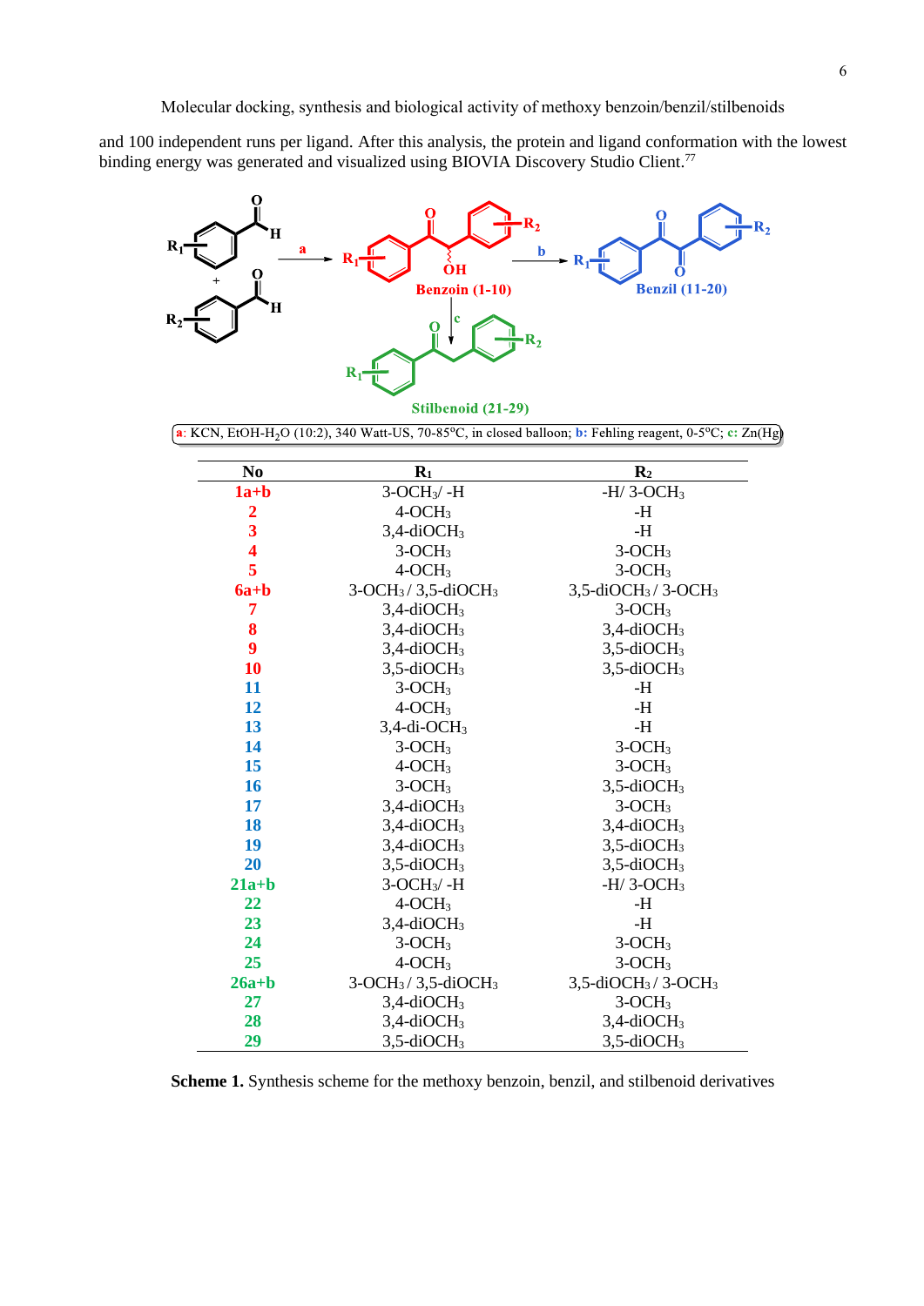and 100 independent runs per ligand. After this analysis, the protein and ligand conformation with the lowest binding energy was generated and visualized using BIOVIA Discovery Studio Client.[77]

a: KCN, EtOH-$H_2O$ (10:2), 340 Watt-US, 70-85°C, in closed balloon; b: Fehling reagent, 0-5°C; c: Zn(Hg)

| No | $R_1$ | $R_2$ |
|---|---|---|
| 1a+b | 3-$OCH_3$/ -H | -H/ 3-$OCH_3$ |
| 2 | 4-$OCH_3$ | -H |
| 3 | 3,4-di$OCH_3$ | -H |
| 4 | 3-$OCH_3$ | 3-$OCH_3$ |
| 5 | 4-$OCH_3$ | 3-$OCH_3$ |
| 6a+b | 3-$OCH_3$ / 3,5-di$OCH_3$ | 3,5-di$OCH_3$ / 3-$OCH_3$ |
| 7 | 3,4-di$OCH_3$ | 3-$OCH_3$ |
| 8 | 3,4-di$OCH_3$ | 3,4-di$OCH_3$ |
| 9 | 3,4-di$OCH_3$ | 3,5-di$OCH_3$ |
| 10 | 3,5-di$OCH_3$ | 3,5-di$OCH_3$ |
| 11 | 3-$OCH_3$ | -H |
| 12 | 4-$OCH_3$ | -H |
| 13 | 3,4-di-$OCH_3$ | -H |
| 14 | 3-$OCH_3$ | 3-$OCH_3$ |
| 15 | 4-$OCH_3$ | 3-$OCH_3$ |
| 16 | 3-$OCH_3$ | 3,5-di$OCH_3$ |
| 17 | 3,4-di$OCH_3$ | 3-$OCH_3$ |
| 18 | 3,4-di$OCH_3$ | 3,4-di$OCH_3$ |
| 19 | 3,4-di$OCH_3$ | 3,5-di$OCH_3$ |
| 20 | 3,5-di$OCH_3$ | 3,5-di$OCH_3$ |
| 21a+b | 3-$OCH_3$/ -H | -H/ 3-$OCH_3$ |
| 22 | 4-$OCH_3$ | -H |
| 23 | 3,4-di$OCH_3$ | -H |
| 24 | 3-$OCH_3$ | 3-$OCH_3$ |
| 25 | 4-$OCH_3$ | 3-$OCH_3$ |
| 26a+b | 3-$OCH_3$ / 3,5-di$OCH_3$ | 3,5-di$OCH_3$ / 3-$OCH_3$ |
| 27 | 3,4-di$OCH_3$ | 3-$OCH_3$ |
| 28 | 3,4-di$OCH_3$ | 3,4-di$OCH_3$ |
| 29 | 3,5-di$OCH_3$ | 3,5-di$OCH_3$ |

**Scheme 1.** Synthesis scheme for the methoxy benzoin, benzil, and stilbenoid derivatives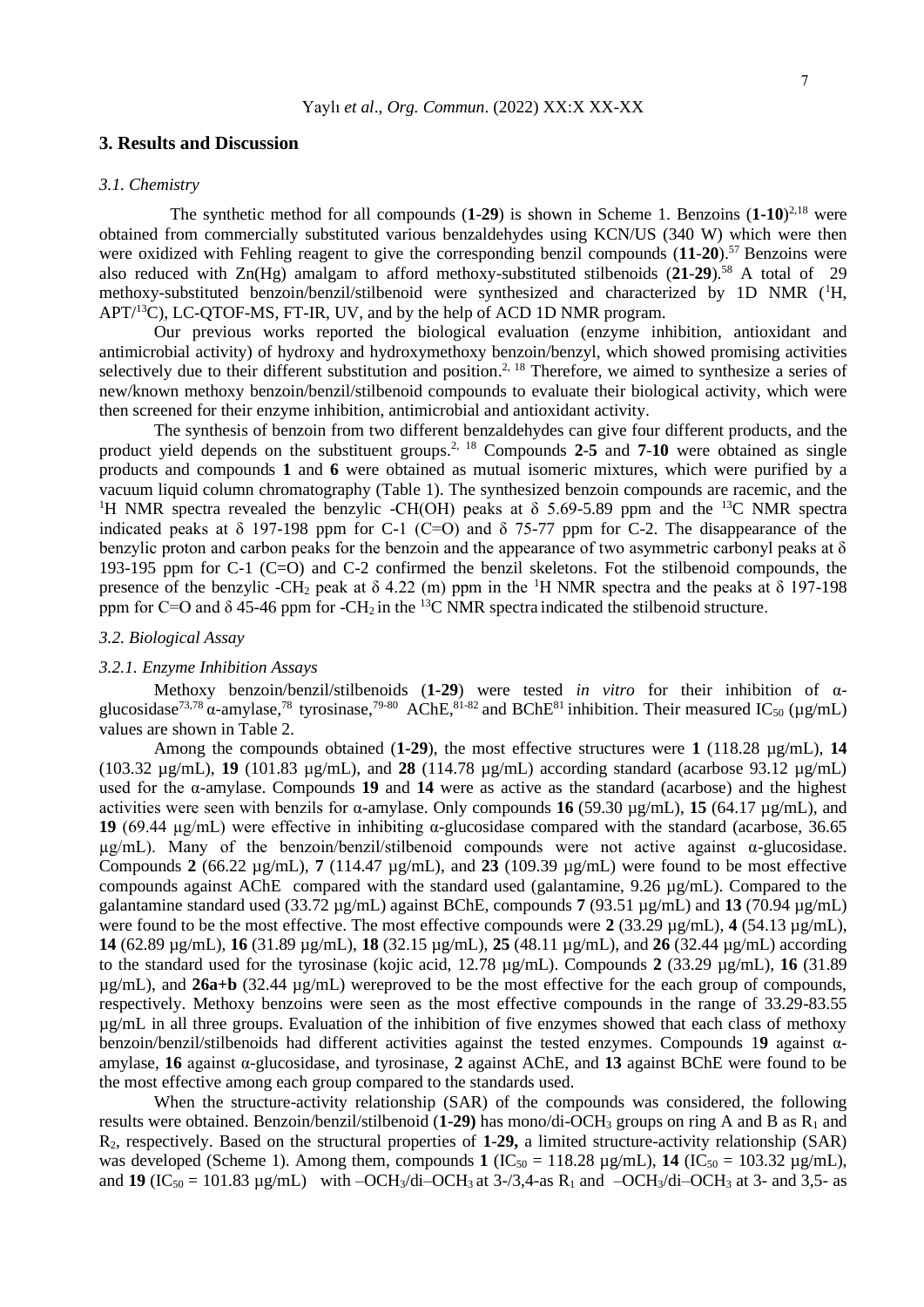## 3. Results and Discussion

### 3.1. Chemistry

The synthetic method for all compounds (**1**-**29**) is shown in Scheme 1. Benzoins (**1**-**10**)[2,18] were obtained from commercially substituted various benzaldehydes using KCN/US (340 W) which were then were oxidized with Fehling reagent to give the corresponding benzil compounds (**11**-**20**).[57] Benzoins were also reduced with Zn(Hg) amalgam to afford methoxy-substituted stilbenoids (**21**-**29**).[58] A total of 29 methoxy-substituted benzoin/benzil/stilbenoid were synthesized and characterized by 1D NMR ($^{1}$H, APT/$^{13}$C), LC-QTOF-MS, FT-IR, UV, and by the help of ACD 1D NMR program.

Our previous works reported the biological evaluation (enzyme inhibition, antioxidant and antimicrobial activity) of hydroxy and hydroxymethoxy benzoin/benzyl, which showed promising activities selectively due to their different substitution and position.[2, 18] Therefore, we aimed to synthesize a series of new/known methoxy benzoin/benzil/stilbenoid compounds to evaluate their biological activity, which were then screened for their enzyme inhibition, antimicrobial and antioxidant activity.

The synthesis of benzoin from two different benzaldehydes can give four different products, and the product yield depends on the substituent groups.[2, 18] Compounds **2**-**5** and **7**-**10** were obtained as single products and compounds **1** and **6** were obtained as mutual isomeric mixtures, which were purified by a vacuum liquid column chromatography (Table 1). The synthesized benzoin compounds are racemic, and the $^{1}$H NMR spectra revealed the benzylic -CH(OH) peaks at δ 5.69-5.89 ppm and the $^{13}$C NMR spectra indicated peaks at δ 197-198 ppm for C-1 (C=O) and δ 75-77 ppm for C-2. The disappearance of the benzylic proton and carbon peaks for the benzoin and the appearance of two asymmetric carbonyl peaks at δ 193-195 ppm for C-1 (C=O) and C-2 confirmed the benzil skeletons. Fot the stilbenoid compounds, the presence of the benzylic -$CH_2$ peak at δ 4.22 (m) ppm in the $^{1}$H NMR spectra and the peaks at δ 197-198 ppm for C=O and δ 45-46 ppm for -$CH_2$ in the $^{13}$C NMR spectra indicated the stilbenoid structure.

### 3.2. Biological Assay

#### 3.2.1. Enzyme Inhibition Assays

Methoxy benzoin/benzil/stilbenoids (**1**-**29**) were tested *in vitro* for their inhibition of α-glucosidase[73,78] α-amylase,[78] tyrosinase,[79-80] AChE,[81-82] and BChE[81] inhibition. Their measured $IC_{50}$ (µg/mL) values are shown in Table 2.

Among the compounds obtained (**1**-**29**), the most effective structures were **1** (118.28 µg/mL), **14** (103.32 µg/mL), **19** (101.83 µg/mL), and **28** (114.78 µg/mL) according standard (acarbose 93.12 µg/mL) used for the α-amylase. Compounds **19** and **14** were as active as the standard (acarbose) and the highest activities were seen with benzils for α-amylase. Only compounds **16** (59.30 µg/mL), **15** (64.17 µg/mL), and **19** (69.44 µg/mL) were effective in inhibiting α-glucosidase compared with the standard (acarbose, 36.65 µg/mL). Many of the benzoin/benzil/stilbenoid compounds were not active against α-glucosidase. Compounds **2** (66.22 µg/mL), **7** (114.47 µg/mL), and **23** (109.39 µg/mL) were found to be most effective compounds against AChE compared with the standard used (galantamine, 9.26 µg/mL). Compared to the galantamine standard used (33.72 µg/mL) against BChE, compounds **7** (93.51 µg/mL) and **13** (70.94 µg/mL) were found to be the most effective. The most effective compounds were **2** (33.29 µg/mL), **4** (54.13 µg/mL), **14** (62.89 µg/mL), **16** (31.89 µg/mL), **18** (32.15 µg/mL), **25** (48.11 µg/mL), and **26** (32.44 µg/mL) according to the standard used for the tyrosinase (kojic acid, 12.78 µg/mL). Compounds **2** (33.29 µg/mL), **16** (31.89 µg/mL), and **26a+b** (32.44 µg/mL) wereproved to be the most effective for the each group of compounds, respectively. Methoxy benzoins were seen as the most effective compounds in the range of 33.29-83.55 µg/mL in all three groups. Evaluation of the inhibition of five enzymes showed that each class of methoxy benzoin/benzil/stilbenoids had different activities against the tested enzymes. Compounds 1**9** against α-amylase, **16** against α-glucosidase, and tyrosinase, **2** against AChE, and **13** against BChE were found to be the most effective among each group compared to the standards used.

When the structure-activity relationship (SAR) of the compounds was considered, the following results were obtained. Benzoin/benzil/stilbenoid (**1-29)** has mono/di-$OCH_3$ groups on ring A and B as $R_1$ and $R_2$, respectively. Based on the structural properties of **1**-**29,** a limited structure-activity relationship (SAR) was developed (Scheme 1). Among them, compounds **1** ($IC_{50}$ = 118.28 µg/mL), **14** ($IC_{50}$ = 103.32 µg/mL), and **19** ($IC_{50}$ = 101.83 µg/mL) with –$OCH_3$/di–$OCH_3$ at 3-/3,4-as $R_1$ and –$OCH_3$/di–$OCH_3$ at 3- and 3,5- as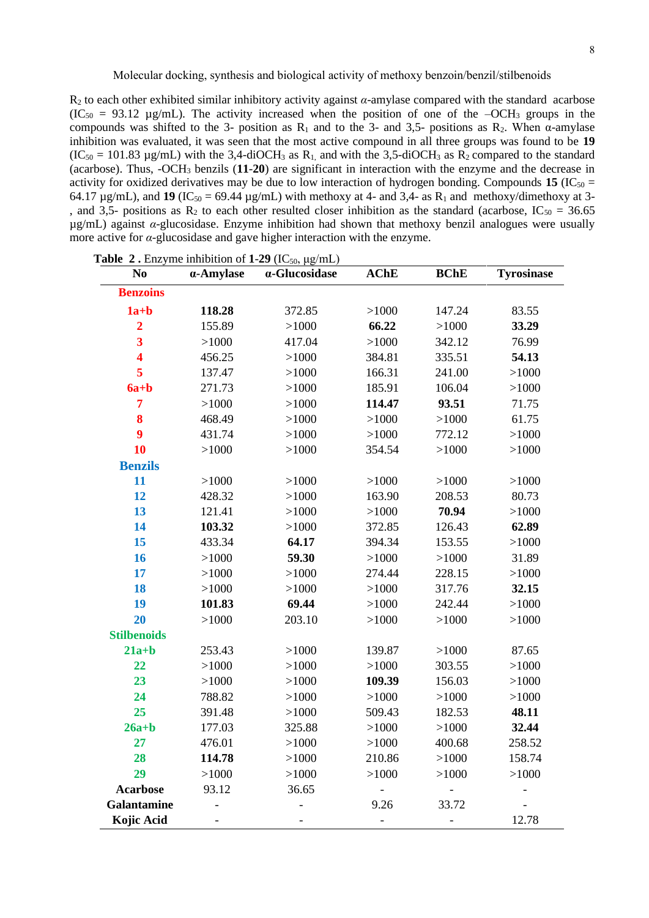$R_2$ to each other exhibited similar inhibitory activity against *α*-amylase compared with the standard acarbose ($IC_{50}$ = 93.12 µg/mL). The activity increased when the position of one of the $–OCH_3$ groups in the compounds was shifted to the 3- position as $R_1$ and to the 3- and 3,5- positions as $R_2$. When α-amylase inhibition was evaluated, it was seen that the most active compound in all three groups was found to be **19** ($IC_{50}$ = 101.83 µg/mL) with the 3,4-di$OCH_3$ as $R_1$, and with the 3,5-di$OCH_3$ as $R_2$ compared to the standard (acarbose). Thus, -$OCH_3$ benzils (**11**-**20**) are significant in interaction with the enzyme and the decrease in activity for oxidized derivatives may be due to low interaction of hydrogen bonding. Compounds **15** ($IC_{50}$ = 64.17 µg/mL), and **19** ($IC_{50}$ = 69.44 µg/mL) with methoxy at 4- and 3,4- as $R_1$ and methoxy/dimethoxy at 3-, and 3,5- positions as $R_2$ to each other resulted closer inhibition as the standard (acarbose, $IC_{50}$ = 36.65 µg/mL) against *α*-glucosidase. Enzyme inhibition had shown that methoxy benzil analogues were usually more active for *α*-glucosidase and gave higher interaction with the enzyme.

**Table 2 .** Enzyme inhibition of **1**-**29** ($IC_{50}$, µg/mL)

| No | α-Amylase | α-Glucosidase | AChE | BChE | Tyrosinase |
|---|---|---|---|---|---|
| **Benzoins** | | | | | |
| **1a+b** | **118.28** | 372.85 | >1000 | 147.24 | 83.55 |
| **2** | 155.89 | >1000 | **66.22** | >1000 | **33.29** |
| **3** | >1000 | 417.04 | >1000 | 342.12 | 76.99 |
| **4** | 456.25 | >1000 | 384.81 | 335.51 | **54.13** |
| **5** | 137.47 | >1000 | 166.31 | 241.00 | >1000 |
| **6a+b** | 271.73 | >1000 | 185.91 | 106.04 | >1000 |
| **7** | >1000 | >1000 | **114.47** | **93.51** | 71.75 |
| **8** | 468.49 | >1000 | >1000 | >1000 | 61.75 |
| **9** | 431.74 | >1000 | >1000 | 772.12 | >1000 |
| **10** | >1000 | >1000 | 354.54 | >1000 | >1000 |
| **Benzils** | | | | | |
| **11** | >1000 | >1000 | >1000 | >1000 | >1000 |
| **12** | 428.32 | >1000 | 163.90 | 208.53 | 80.73 |
| **13** | 121.41 | >1000 | >1000 | **70.94** | >1000 |
| **14** | **103.32** | >1000 | 372.85 | 126.43 | **62.89** |
| **15** | 433.34 | **64.17** | 394.34 | 153.55 | >1000 |
| **16** | >1000 | **59.30** | >1000 | >1000 | 31.89 |
| **17** | >1000 | >1000 | 274.44 | 228.15 | >1000 |
| **18** | >1000 | >1000 | >1000 | 317.76 | **32.15** |
| **19** | **101.83** | **69.44** | >1000 | 242.44 | >1000 |
| **20** | >1000 | 203.10 | >1000 | >1000 | >1000 |
| **Stilbenoids** | | | | | |
| **21a+b** | 253.43 | >1000 | 139.87 | >1000 | 87.65 |
| **22** | >1000 | >1000 | >1000 | 303.55 | >1000 |
| **23** | >1000 | >1000 | **109.39** | 156.03 | >1000 |
| **24** | 788.82 | >1000 | >1000 | >1000 | >1000 |
| **25** | 391.48 | >1000 | 509.43 | 182.53 | **48.11** |
| **26a+b** | 177.03 | 325.88 | >1000 | >1000 | **32.44** |
| **27** | 476.01 | >1000 | >1000 | 400.68 | 258.52 |
| **28** | **114.78** | >1000 | 210.86 | >1000 | 158.74 |
| **29** | >1000 | >1000 | >1000 | >1000 | >1000 |
| **Acarbose** | 93.12 | 36.65 | - | - | - |
| **Galantamine** | - | - | 9.26 | 33.72 | - |
| **Kojic Acid** | - | - | - | - | 12.78 |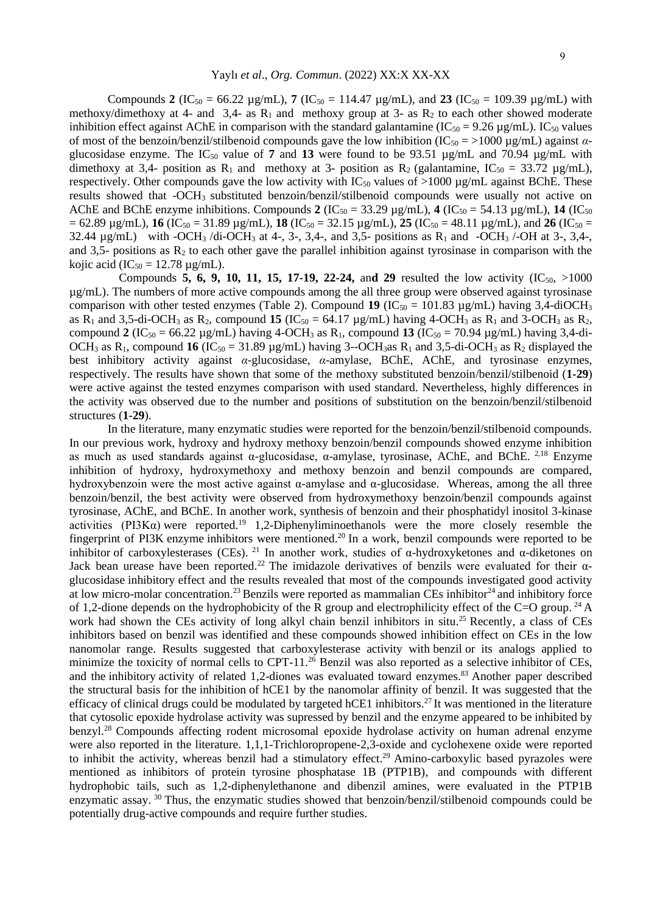Compounds **2** ($IC_{50}$ = 66.22 µg/mL), **7** ($IC_{50}$ = 114.47 µg/mL), and **23** ($IC_{50}$ = 109.39 µg/mL) with methoxy/dimethoxy at 4- and 3,4- as $R_1$ and methoxy group at 3- as $R_2$ to each other showed moderate inhibition effect against AChE in comparison with the standard galantamine ($IC_{50}$ = 9.26 µg/mL). $IC_{50}$ values of most of the benzoin/benzil/stilbenoid compounds gave the low inhibition ($IC_{50}$ = >1000 µg/mL) against *α*-glucosidase enzyme. The $IC_{50}$ value of **7** and **13** were found to be 93.51 µg/mL and 70.94 µg/mL with dimethoxy at 3,4- position as $R_1$ and methoxy at 3- position as $R_2$ (galantamine, $IC_{50}$ = 33.72 µg/mL), respectively. Other compounds gave the low activity with $IC_{50}$ values of >1000 µg/mL against BChE. These results showed that -$OCH_3$ substituted benzoin/benzil/stilbenoid compounds were usually not active on AChE and BChE enzyme inhibitions. Compounds **2** ($IC_{50}$ = 33.29 µg/mL), **4** ($IC_{50}$ = 54.13 µg/mL), **14** ($IC_{50}$ = 62.89 µg/mL), **16** ($IC_{50}$ = 31.89 µg/mL), **18** ($IC_{50}$ = 32.15 µg/mL), **25** ($IC_{50}$ = 48.11 µg/mL), and **26** ($IC_{50}$ = 32.44 µg/mL) with -$OCH_3$ /di-$OCH_3$ at 4-, 3-, 3,4-, and 3,5- positions as $R_1$ and -$OCH_3$ /-OH at 3-, 3,4-, and 3,5- positions as $R_2$ to each other gave the parallel inhibition against tyrosinase in comparison with the kojic acid ($IC_{50}$ = 12.78 µg/mL).

Compounds **5, 6, 9, 10, 11, 15, 17-19, 22-24,** an**d 29** resulted the low activity ($IC_{50}$, >1000 µg/mL). The numbers of more active compounds among the all three group were observed against tyrosinase comparison with other tested enzymes (Table 2). Compound **19** ($IC_{50}$ = 101.83 µg/mL) having 3,4-di$OCH_3$ as $R_1$ and 3,5-di-$OCH_3$ as $R_2$, compound **15** ($IC_{50}$ = 64.17 µg/mL) having 4-$OCH_3$ as $R_1$ and 3-$OCH_3$ as $R_2$, compound **2** ($IC_{50}$ = 66.22 µg/mL) having 4-$OCH_3$ as $R_1$, compound **13** ($IC_{50}$ = 70.94 µg/mL) having 3,4-di-$OCH_3$ as $R_1$, compound **16** ($IC_{50}$ = 31.89 µg/mL) having 3--$OCH_3$as $R_1$ and 3,5-di-$OCH_3$ as $R_2$ displayed the best inhibitory activity against *α*-glucosidase, *α*-amylase, BChE, AChE, and tyrosinase enzymes, respectively. The results have shown that some of the methoxy substituted benzoin/benzil/stilbenoid (**1-29**) were active against the tested enzymes comparison with used standard. Nevertheless, highly differences in the activity was observed due to the number and positions of substitution on the benzoin/benzil/stilbenoid structures (**1-29**).

In the literature, many enzymatic studies were reported for the benzoin/benzil/stilbenoid compounds. In our previous work, hydroxy and hydroxy methoxy benzoin/benzil compounds showed enzyme inhibition as much as used standards against α-glucosidase, α-amylase, tyrosinase, AChE, and BChE. [2,18] Enzyme inhibition of hydroxy, hydroxymethoxy and methoxy benzoin and benzil compounds are compared, hydroxybenzoin were the most active against α-amylase and α-glucosidase. Whereas, among the all three benzoin/benzil, the best activity were observed from hydroxymethoxy benzoin/benzil compounds against tyrosinase, AChE, and BChE. In another work, synthesis of benzoin and their phosphatidyl inositol 3-kinase activities (PI3Kα) were reported.[19] 1,2-Diphenyliminoethanols were the more closely resemble the fingerprint of PI3K enzyme inhibitors were mentioned.[20] In a work, benzil compounds were reported to be inhibitor of carboxylesterases (CEs). [21] In another work, studies of α-hydroxyketones and α-diketones on Jack bean urease have been reported.[22] The imidazole derivatives of benzils were evaluated for their α-glucosidase inhibitory effect and the results revealed that most of the compounds investigated good activity at low micro-molar concentration.[23] Benzils were reported as mammalian CEs inhibitor[24] and inhibitory force of 1,2-dione depends on the hydrophobicity of the R group and electrophilicity effect of the C=O group. [24] A work had shown the CEs activity of long alkyl chain benzil inhibitors in situ.[25] Recently, a class of CEs inhibitors based on benzil was identified and these compounds showed inhibition effect on CEs in the low nanomolar range. Results suggested that carboxylesterase activity with benzil or its analogs applied to minimize the toxicity of normal cells to CPT-11.[26] Benzil was also reported as a selective inhibitor of CEs, and the inhibitory activity of related 1,2-diones was evaluated toward enzymes.[83] Another paper described the structural basis for the inhibition of hCE1 by the nanomolar affinity of benzil. It was suggested that the efficacy of clinical drugs could be modulated by targeted hCE1 inhibitors.[27] It was mentioned in the literature that cytosolic epoxide hydrolase activity was supressed by benzil and the enzyme appeared to be inhibited by benzyl.[28] Compounds affecting rodent microsomal epoxide hydrolase activity on human adrenal enzyme were also reported in the literature. 1,1,1-Trichloropropene-2,3-oxide and cyclohexene oxide were reported to inhibit the activity, whereas benzil had a stimulatory effect.[29] Amino-carboxylic based pyrazoles were mentioned as inhibitors of protein tyrosine phosphatase 1B (PTP1B), and compounds with different hydrophobic tails, such as 1,2-diphenylethanone and dibenzil amines, were evaluated in the PTP1B enzymatic assay. [30] Thus, the enzymatic studies showed that benzoin/benzil/stilbenoid compounds could be potentially drug-active compounds and require further studies.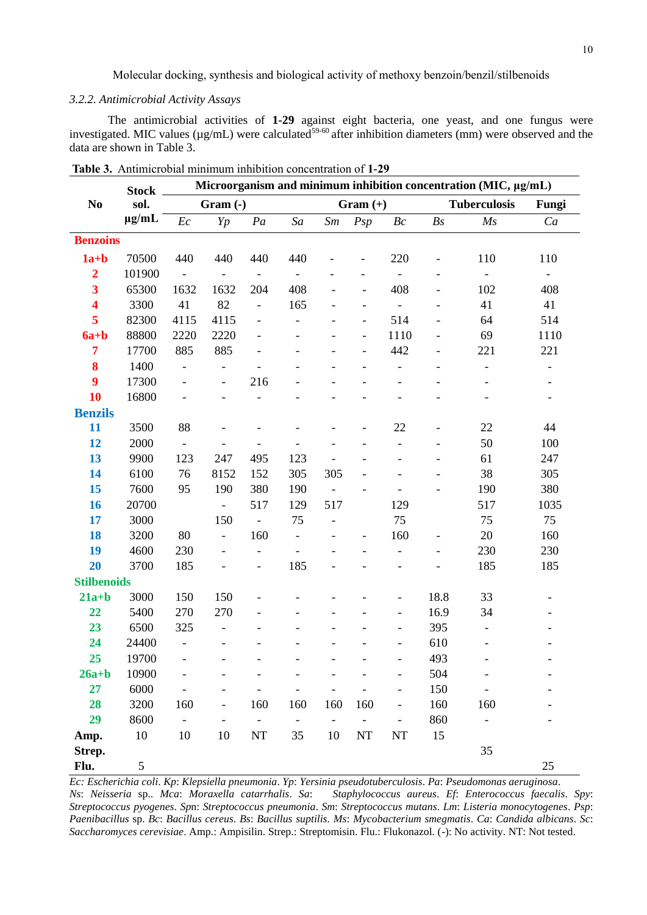### 3.2.2. Antimicrobial Activity Assays

The antimicrobial activities of **1-29** against eight bacteria, one yeast, and one fungus were investigated. MIC values (µg/mL) were calculated[59-60] after inhibition diameters (mm) were observed and the data are shown in Table 3.

**Table 3.** Antimicrobial minimum inhibition concentration of **1-29**

| No | Stock sol. µg/mL | Microorganism and minimum inhibition concentration (MIC, µg/mL) | | | | | | | | | |
|---|---|---|---|---|---|---|---|---|---|---|---|
| | | Gram (-) | | | Gram (+) | | | | | Tuberculosis | Fungi |
| | | *Ec* | *Yp* | *Pa* | *Sa* | *Sm* | *Psp* | *Bc* | *Bs* | *Ms* | *Ca* |
| **Benzoins** | | | | | | | | | | | |
| **1a+b** | 70500 | 440 | 440 | 440 | 440 | - | - | 220 | - | 110 | 110 |
| **2** | 101900 | - | - | - | - | - | - | - | - | - | - |
| **3** | 65300 | 1632 | 1632 | 204 | 408 | - | - | 408 | - | 102 | 408 |
| **4** | 3300 | 41 | 82 | - | 165 | - | - | - | - | 41 | 41 |
| **5** | 82300 | 4115 | 4115 | - | - | - | - | 514 | - | 64 | 514 |
| **6a+b** | 88800 | 2220 | 2220 | - | - | - | - | 1110 | - | 69 | 1110 |
| **7** | 17700 | 885 | 885 | - | - | - | - | 442 | - | 221 | 221 |
| **8** | 1400 | - | - | - | - | - | - | - | - | - | - |
| **9** | 17300 | - | - | 216 | - | - | - | - | - | - | - |
| **10** | 16800 | - | - | - | - | - | - | - | - | - | - |
| **Benzils** | | | | | | | | | | | |
| **11** | 3500 | 88 | - | - | - | - | - | 22 | - | 22 | 44 |
| **12** | 2000 | - | - | - | - | - | - | - | - | 50 | 100 |
| **13** | 9900 | 123 | 247 | 495 | 123 | - | - | - | - | 61 | 247 |
| **14** | 6100 | 76 | 8152 | 152 | 305 | 305 | - | - | - | 38 | 305 |
| **15** | 7600 | 95 | 190 | 380 | 190 | - | - | - | - | 190 | 380 |
| **16** | 20700 | | - | 517 | 129 | 517 | | 129 | | 517 | 1035 |
| **17** | 3000 | | 150 | - | 75 | - | | 75 | | 75 | 75 |
| **18** | 3200 | 80 | - | 160 | - | - | - | 160 | - | 20 | 160 |
| **19** | 4600 | 230 | - | - | - | - | - | - | - | 230 | 230 |
| **20** | 3700 | 185 | - | - | 185 | - | - | - | - | 185 | 185 |
| **Stilbenoids** | | | | | | | | | | | |
| **21a+b** | 3000 | 150 | 150 | - | - | - | - | - | 18.8 | 33 | - |
| **22** | 5400 | 270 | 270 | - | - | - | - | - | 16.9 | 34 | - |
| **23** | 6500 | 325 | - | - | - | - | - | - | 395 | - | - |
| **24** | 24400 | - | - | - | - | - | - | - | 610 | - | - |
| **25** | 19700 | - | - | - | - | - | - | - | 493 | - | - |
| **26a+b** | 10900 | - | - | - | - | - | - | - | 504 | - | - |
| **27** | 6000 | - | - | - | - | - | - | - | 150 | - | - |
| **28** | 3200 | 160 | - | 160 | 160 | 160 | 160 | - | 160 | 160 | - |
| **29** | 8600 | - | - | - | - | - | - | - | 860 | - | - |
| **Amp.** | 10 | 10 | 10 | NT | 35 | 10 | NT | NT | 15 | | |
| **Strep.** | | | | | | | | | | 35 | |
| **Flu.** | 5 | | | | | | | | | | 25 |

*Ec: Escherichia coli*. *Kp*: *Klepsiella pneumonia*. *Yp*: *Yersinia pseudotuberculosis*. *Pa*: *Pseudomonas aeruginosa*. *Ns*: *Neisseria* sp.. *Mca*: *Moraxella catarrhalis*. *Sa*: *Staphylococcus aureus*. *Ef*: *Enterococcus faecalis*. *Spy*: *Streptococcus pyogenes*. *Sp*n: *Streptococcus pneumonia*. *Sm*: *Streptococcus mutans*. *Lm*: *Listeria monocytogenes*. *Psp*: *Paenibacillus* sp. *Bc*: *Bacillus cereus*. *Bs*: *Bacillus suptilis*. *Ms*: *Mycobacterium smegmatis*. *Ca*: *Candida albicans*. *Sc*: *Saccharomyces cerevisiae*. Amp.: Ampisilin. Strep.: Streptomisin. Flu.: Flukonazol. (-): No activity. NT: Not tested.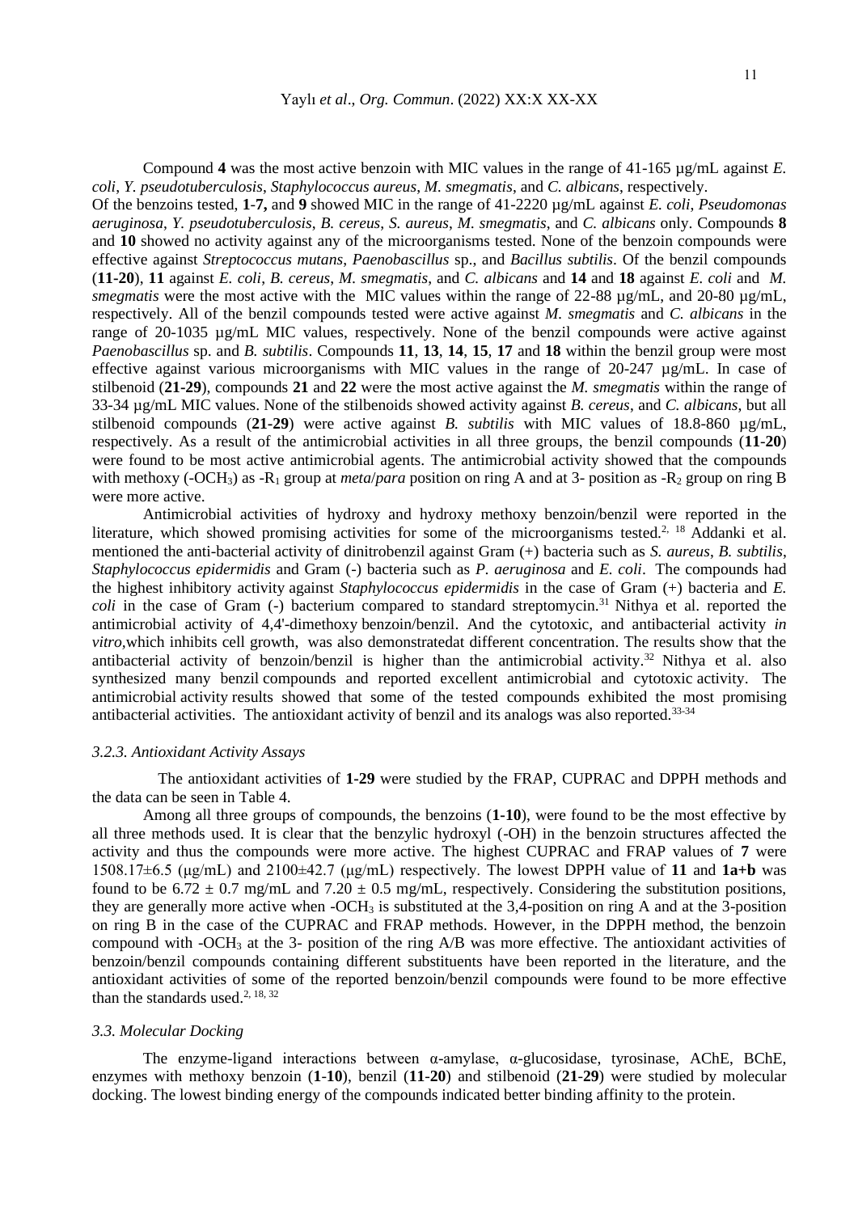Compound **4** was the most active benzoin with MIC values in the range of 41-165 µg/mL against *E. coli*, *Y. pseudotuberculosis*, *Staphylococcus aureus*, *M. smegmatis*, and *C. albicans*, respectively.
Of the benzoins tested, **1-7,** and **9** showed MIC in the range of 41-2220 µg/mL against *E. coli*, *Pseudomonas aeruginosa*, *Y. pseudotuberculosis*, *B. cereus*, *S. aureus*, *M. smegmatis*, and *C. albicans* only. Compounds **8** and **10** showed no activity against any of the microorganisms tested. None of the benzoin compounds were effective against *Streptococcus mutans*, *Paenobascillus* sp., and *Bacillus subtilis*. Of the benzil compounds (**11-20**), **11** against *E. coli*, *B. cereus*, *M. smegmatis*, and *C. albicans* and **14** and **18** against *E. coli* and *M. smegmatis* were the most active with the MIC values within the range of 22-88 µg/mL, and 20-80 µg/mL, respectively. All of the benzil compounds tested were active against *M. smegmatis* and *C. albicans* in the range of 20-1035 µg/mL MIC values, respectively. None of the benzil compounds were active against *Paenobascillus* sp. and *B. subtilis*. Compounds **11**, **13**, **14**, **15**, **17** and **18** within the benzil group were most effective against various microorganisms with MIC values in the range of 20-247 µg/mL. In case of stilbenoid (**21-29**), compounds **21** and **22** were the most active against the *M. smegmatis* within the range of 33-34 µg/mL MIC values. None of the stilbenoids showed activity against *B. cereus*, and *C. albicans*, but all stilbenoid compounds (**21-29**) were active against *B. subtilis* with MIC values of 18.8-860 µg/mL, respectively. As a result of the antimicrobial activities in all three groups, the benzil compounds (**11-20**) were found to be most active antimicrobial agents. The antimicrobial activity showed that the compounds with methoxy (-$OCH_3$) as -$R_1$ group at *meta*/*para* position on ring A and at 3- position as -$R_2$ group on ring B were more active.

Antimicrobial activities of hydroxy and hydroxy methoxy benzoin/benzil were reported in the literature, which showed promising activities for some of the microorganisms tested.[2, 18] Addanki et al. mentioned the anti-bacterial activity of dinitrobenzil against Gram (+) bacteria such as *S. aureus*, *B. subtilis*, *Staphylococcus epidermidis* and Gram (-) bacteria such as *P. aeruginosa* and *E. coli*. The compounds had the highest inhibitory activity against *Staphylococcus epidermidis* in the case of Gram (+) bacteria and *E. coli* in the case of Gram (-) bacterium compared to standard streptomycin.[31] Nithya et al. reported the antimicrobial activity of 4,4'-dimethoxy benzoin/benzil. And the cytotoxic, and antibacterial activity *in vitro*,which inhibits cell growth, was also demonstratedat different concentration. The results show that the antibacterial activity of benzoin/benzil is higher than the antimicrobial activity.[32] Nithya et al. also synthesized many benzil compounds and reported excellent antimicrobial and cytotoxic activity. The antimicrobial activity results showed that some of the tested compounds exhibited the most promising antibacterial activities. The antioxidant activity of benzil and its analogs was also reported.[33-34]

### *3.2.3. Antioxidant Activity Assays*

The antioxidant activities of **1-29** were studied by the FRAP, CUPRAC and DPPH methods and the data can be seen in Table 4.

Among all three groups of compounds, the benzoins (**1-10**), were found to be the most effective by all three methods used. It is clear that the benzylic hydroxyl (-OH) in the benzoin structures affected the activity and thus the compounds were more active. The highest CUPRAC and FRAP values of **7** were 1508.17±6.5 (µg/mL) and 2100±42.7 (µg/mL) respectively. The lowest DPPH value of **11** and **1a+b** was found to be $6.72 \pm 0.7$ mg/mL and $7.20 \pm 0.5$ mg/mL, respectively. Considering the substitution positions, they are generally more active when -$OCH_3$ is substituted at the 3,4-position on ring A and at the 3-position on ring B in the case of the CUPRAC and FRAP methods. However, in the DPPH method, the benzoin compound with -$OCH_3$ at the 3- position of the ring A/B was more effective. The antioxidant activities of benzoin/benzil compounds containing different substituents have been reported in the literature, and the antioxidant activities of some of the reported benzoin/benzil compounds were found to be more effective than the standards used.[2, 18, 32]

### *3.3. Molecular Docking*

The enzyme-ligand interactions between α-amylase, α-glucosidase, tyrosinase, AChE, BChE, enzymes with methoxy benzoin (**1-10**), benzil (**11-20**) and stilbenoid (**21-29**) were studied by molecular docking. The lowest binding energy of the compounds indicated better binding affinity to the protein.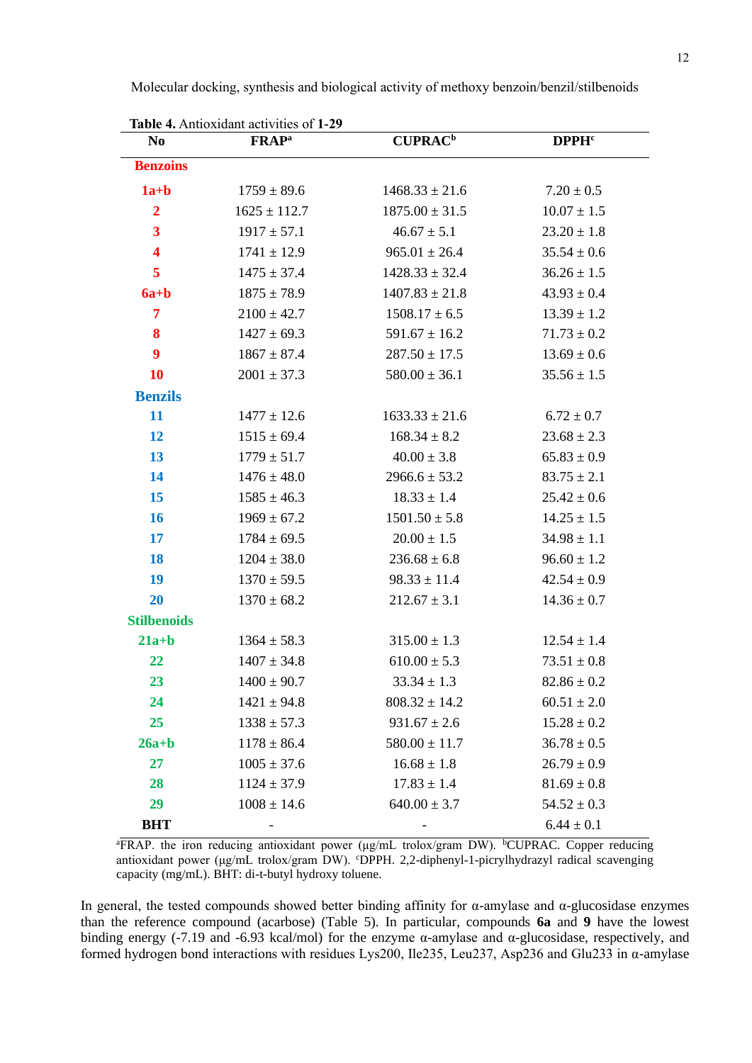**Table 4.** Antioxidant activities of **1-29**

| No | FRAP[a] | CUPRAC[b] | DPPH[c] |
|---|---|---|---|
| **Benzoins** | | | |
| **1a+b** | 1759 ± 89.6 | 1468.33 ± 21.6 | 7.20 ± 0.5 |
| **2** | 1625 ± 112.7 | 1875.00 ± 31.5 | 10.07 ± 1.5 |
| **3** | 1917 ± 57.1 | 46.67 ± 5.1 | 23.20 ± 1.8 |
| **4** | 1741 ± 12.9 | 965.01 ± 26.4 | 35.54 ± 0.6 |
| **5** | 1475 ± 37.4 | 1428.33 ± 32.4 | 36.26 ± 1.5 |
| **6a+b** | 1875 ± 78.9 | 1407.83 ± 21.8 | 43.93 ± 0.4 |
| **7** | 2100 ± 42.7 | 1508.17 ± 6.5 | 13.39 ± 1.2 |
| **8** | 1427 ± 69.3 | 591.67 ± 16.2 | 71.73 ± 0.2 |
| **9** | 1867 ± 87.4 | 287.50 ± 17.5 | 13.69 ± 0.6 |
| **10** | 2001 ± 37.3 | 580.00 ± 36.1 | 35.56 ± 1.5 |
| **Benzils** | | | |
| **11** | 1477 ± 12.6 | 1633.33 ± 21.6 | 6.72 ± 0.7 |
| **12** | 1515 ± 69.4 | 168.34 ± 8.2 | 23.68 ± 2.3 |
| **13** | 1779 ± 51.7 | 40.00 ± 3.8 | 65.83 ± 0.9 |
| **14** | 1476 ± 48.0 | 2966.6 ± 53.2 | 83.75 ± 2.1 |
| **15** | 1585 ± 46.3 | 18.33 ± 1.4 | 25.42 ± 0.6 |
| **16** | 1969 ± 67.2 | 1501.50 ± 5.8 | 14.25 ± 1.5 |
| **17** | 1784 ± 69.5 | 20.00 ± 1.5 | 34.98 ± 1.1 |
| **18** | 1204 ± 38.0 | 236.68 ± 6.8 | 96.60 ± 1.2 |
| **19** | 1370 ± 59.5 | 98.33 ± 11.4 | 42.54 ± 0.9 |
| **20** | 1370 ± 68.2 | 212.67 ± 3.1 | 14.36 ± 0.7 |
| **Stilbenoids** | | | |
| **21a+b** | 1364 ± 58.3 | 315.00 ± 1.3 | 12.54 ± 1.4 |
| **22** | 1407 ± 34.8 | 610.00 ± 5.3 | 73.51 ± 0.8 |
| **23** | 1400 ± 90.7 | 33.34 ± 1.3 | 82.86 ± 0.2 |
| **24** | 1421 ± 94.8 | 808.32 ± 14.2 | 60.51 ± 2.0 |
| **25** | 1338 ± 57.3 | 931.67 ± 2.6 | 15.28 ± 0.2 |
| **26a+b** | 1178 ± 86.4 | 580.00 ± 11.7 | 36.78 ± 0.5 |
| **27** | 1005 ± 37.6 | 16.68 ± 1.8 | 26.79 ± 0.9 |
| **28** | 1124 ± 37.9 | 17.83 ± 1.4 | 81.69 ± 0.8 |
| **29** | 1008 ± 14.6 | 640.00 ± 3.7 | 54.52 ± 0.3 |
| **BHT** | - | - | 6.44 ± 0.1 |

[a]FRAP. the iron reducing antioxidant power (µg/mL trolox/gram DW). [b]CUPRAC. Copper reducing antioxidant power (µg/mL trolox/gram DW). [c]DPPH. 2,2-diphenyl-1-picrylhydrazyl radical scavenging capacity (mg/mL). BHT: di-t-butyl hydroxy toluene.

In general, the tested compounds showed better binding affinity for α-amylase and α-glucosidase enzymes than the reference compound (acarbose) (Table 5). In particular, compounds **6a** and **9** have the lowest binding energy (-7.19 and -6.93 kcal/mol) for the enzyme α-amylase and α-glucosidase, respectively, and formed hydrogen bond interactions with residues Lys200, Ile235, Leu237, Asp236 and Glu233 in α-amylase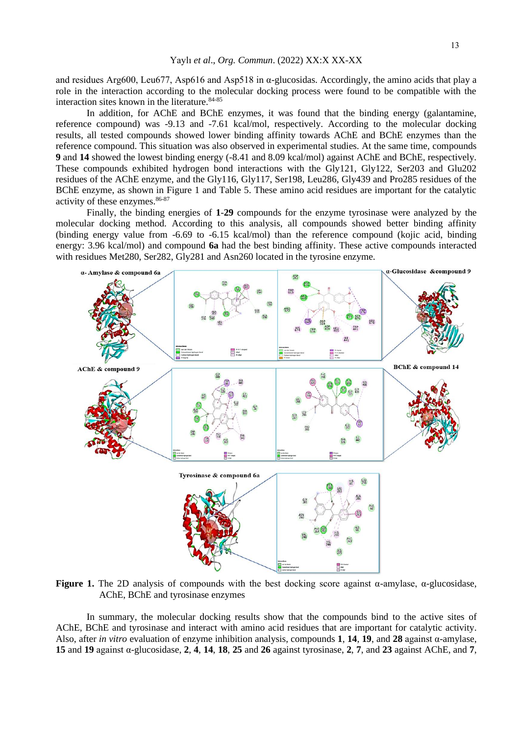and residues Arg600, Leu677, Asp616 and Asp518 in α-glucosidas. Accordingly, the amino acids that play a role in the interaction according to the molecular docking process were found to be compatible with the interaction sites known in the literature.[84-85]

In addition, for AChE and BChE enzymes, it was found that the binding energy (galantamine, reference compound) was -9.13 and -7.61 kcal/mol, respectively. According to the molecular docking results, all tested compounds showed lower binding affinity towards AChE and BChE enzymes than the reference compound. This situation was also observed in experimental studies. At the same time, compounds **9** and **14** showed the lowest binding energy (-8.41 and 8.09 kcal/mol) against AChE and BChE, respectively. These compounds exhibited hydrogen bond interactions with the Gly121, Gly122, Ser203 and Glu202 residues of the AChE enzyme, and the Gly116, Gly117, Ser198, Leu286, Gly439 and Pro285 residues of the BChE enzyme, as shown in Figure 1 and Table 5. These amino acid residues are important for the catalytic activity of these enzymes.[86-87]

Finally, the binding energies of **1**-**29** compounds for the enzyme tyrosinase were analyzed by the molecular docking method. According to this analysis, all compounds showed better binding affinity (binding energy value from -6.69 to -6.15 kcal/mol) than the reference compound (kojic acid, binding energy: 3.96 kcal/mol) and compound **6a** had the best binding affinity. These active compounds interacted with residues Met280, Ser282, Gly281 and Asn260 located in the tyrosine enzyme.

**Figure 1.** The 2D analysis of compounds with the best docking score against α-amylase, α-glucosidase, AChE, BChE and tyrosinase enzymes

In summary, the molecular docking results show that the compounds bind to the active sites of AChE, BChE and tyrosinase and interact with amino acid residues that are important for catalytic activity. Also, after *in vitro* evaluation of enzyme inhibition analysis, compounds **1**, **14**, **19**, and **28** against α-amylase, **15** and **19** against α-glucosidase, **2**, **4**, **14**, **18**, **25** and **26** against tyrosinase, **2**, **7**, and **23** against AChE, and **7**,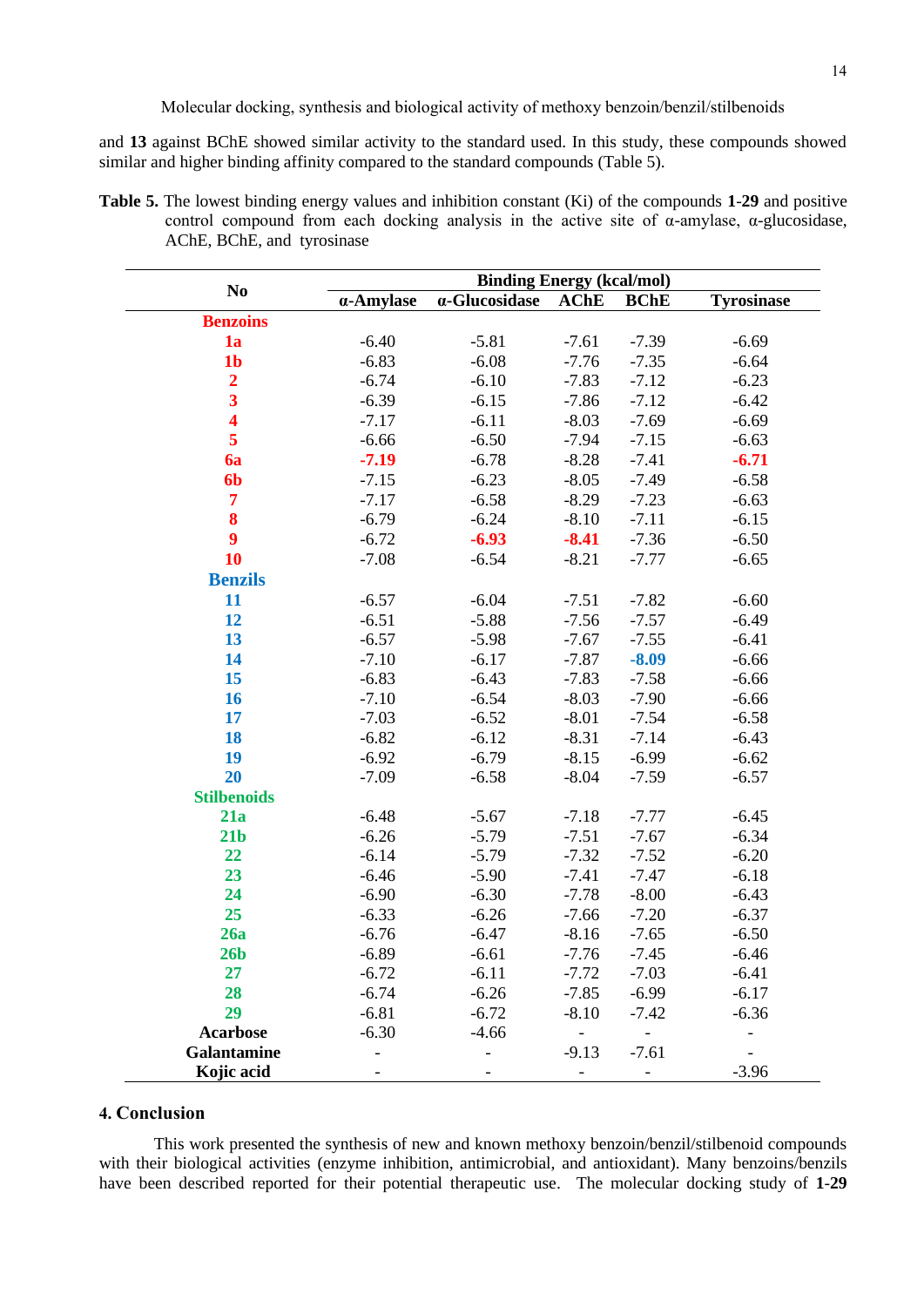and **13** against BChE showed similar activity to the standard used. In this study, these compounds showed similar and higher binding affinity compared to the standard compounds (Table 5).

**Table 5.** The lowest binding energy values and inhibition constant (Ki) of the compounds **1**-**29** and positive control compound from each docking analysis in the active site of α-amylase, α-glucosidase, AChE, BChE, and tyrosinase

| No | Binding Energy (kcal/mol) | | | | |
|---|---|---|---|---|---|
| | **α-Amylase** | **α-Glucosidase** | **AChE** | **BChE** | **Tyrosinase** |
| **Benzoins** | | | | | |
| **1a** | -6.40 | -5.81 | -7.61 | -7.39 | -6.69 |
| **1b** | -6.83 | -6.08 | -7.76 | -7.35 | -6.64 |
| **2** | -6.74 | -6.10 | -7.83 | -7.12 | -6.23 |
| **3** | -6.39 | -6.15 | -7.86 | -7.12 | -6.42 |
| **4** | -7.17 | -6.11 | -8.03 | -7.69 | -6.69 |
| **5** | -6.66 | -6.50 | -7.94 | -7.15 | -6.63 |
| **6a** | **-7.19** | -6.78 | -8.28 | -7.41 | **-6.71** |
| **6b** | -7.15 | -6.23 | -8.05 | -7.49 | -6.58 |
| **7** | -7.17 | -6.58 | -8.29 | -7.23 | -6.63 |
| **8** | -6.79 | -6.24 | -8.10 | -7.11 | -6.15 |
| **9** | -6.72 | **-6.93** | **-8.41** | -7.36 | -6.50 |
| **10** | -7.08 | -6.54 | -8.21 | -7.77 | -6.65 |
| **Benzils** | | | | | |
| **11** | -6.57 | -6.04 | -7.51 | -7.82 | -6.60 |
| **12** | -6.51 | -5.88 | -7.56 | -7.57 | -6.49 |
| **13** | -6.57 | -5.98 | -7.67 | -7.55 | -6.41 |
| **14** | -7.10 | -6.17 | -7.87 | **-8.09** | -6.66 |
| **15** | -6.83 | -6.43 | -7.83 | -7.58 | -6.66 |
| **16** | -7.10 | -6.54 | -8.03 | -7.90 | -6.66 |
| **17** | -7.03 | -6.52 | -8.01 | -7.54 | -6.58 |
| **18** | -6.82 | -6.12 | -8.31 | -7.14 | -6.43 |
| **19** | -6.92 | -6.79 | -8.15 | -6.99 | -6.62 |
| **20** | -7.09 | -6.58 | -8.04 | -7.59 | -6.57 |
| **Stilbenoids** | | | | | |
| **21a** | -6.48 | -5.67 | -7.18 | -7.77 | -6.45 |
| **21b** | -6.26 | -5.79 | -7.51 | -7.67 | -6.34 |
| **22** | -6.14 | -5.79 | -7.32 | -7.52 | -6.20 |
| **23** | -6.46 | -5.90 | -7.41 | -7.47 | -6.18 |
| **24** | -6.90 | -6.30 | -7.78 | -8.00 | -6.43 |
| **25** | -6.33 | -6.26 | -7.66 | -7.20 | -6.37 |
| **26a** | -6.76 | -6.47 | -8.16 | -7.65 | -6.50 |
| **26b** | -6.89 | -6.61 | -7.76 | -7.45 | -6.46 |
| **27** | -6.72 | -6.11 | -7.72 | -7.03 | -6.41 |
| **28** | -6.74 | -6.26 | -7.85 | -6.99 | -6.17 |
| **29** | -6.81 | -6.72 | -8.10 | -7.42 | -6.36 |
| **Acarbose** | -6.30 | -4.66 | - | - | - |
| **Galantamine** | - | - | -9.13 | -7.61 | - |
| **Kojic acid** | - | - | - | - | -3.96 |

## 4. Conclusion

This work presented the synthesis of new and known methoxy benzoin/benzil/stilbenoid compounds with their biological activities (enzyme inhibition, antimicrobial, and antioxidant). Many benzoins/benzils have been described reported for their potential therapeutic use. The molecular docking study of **1-29**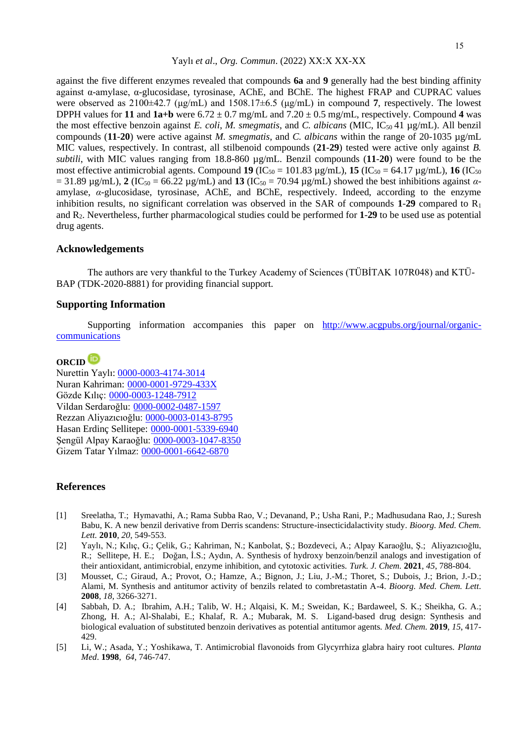against the five different enzymes revealed that compounds **6a** and **9** generally had the best binding affinity against α-amylase, α-glucosidase, tyrosinase, AChE, and BChE. The highest FRAP and CUPRAC values were observed as 2100±42.7 (μg/mL) and 1508.17±6.5 (μg/mL) in compound **7**, respectively. The lowest DPPH values for **11** and **1a+b** were 6.72 ± 0.7 mg/mL and 7.20 ± 0.5 mg/mL, respectively. Compound **4** was the most effective benzoin against *E. coli*, *M. smegmatis*, and *C. albicans* (MIC, $IC_{50}$ 41 µg/mL). All benzil compounds (**11**-**20**) were active against *M. smegmatis*, and *C. albicans* within the range of 20-1035 µg/mL MIC values, respectively. In contrast, all stilbenoid compounds (**21**-**29**) tested were active only against *B. subtili*, with MIC values ranging from 18.8-860 µg/mL. Benzil compounds (**11**-**20**) were found to be the most effective antimicrobial agents. Compound **19** ($IC_{50}$ = 101.83 µg/mL), **15** ($IC_{50}$ = 64.17 µg/mL), **16** ($IC_{50}$ = 31.89 µg/mL), **2** ($IC_{50}$ = 66.22 µg/mL) and **13** ($IC_{50}$ = 70.94 µg/mL) showed the best inhibitions against *α*-amylase, *α*-glucosidase, tyrosinase, AChE, and BChE, respectively. Indeed, according to the enzyme inhibition results, no significant correlation was observed in the SAR of compounds **1**-**29** compared to $R_1$ and $R_2$. Nevertheless, further pharmacological studies could be performed for **1**-**29** to be used use as potential drug agents.

## Acknowledgements

The authors are very thankful to the Turkey Academy of Sciences (TÜBİTAK 107R048) and KTÜ-BAP (TDK-2020-8881) for providing financial support.

## Supporting Information

Supporting information accompanies this paper on http://www.acgpubs.org/journal/organic-communications

## ORCID

Nurettin Yaylı: 0000-0003-4174-3014
Nuran Kahriman: 0000-0001-9729-433X
Gözde Kılıç: 0000-0003-1248-7912
Vildan Serdaroğlu: 0000-0002-0487-1597
Rezzan Aliyazıcıoğlu: 0000-0003-0143-8795
Hasan Erdinç Sellitepe: 0000-0001-5339-6940
Şengül Alpay Karaoğlu: 0000-0003-1047-8350
Gizem Tatar Yılmaz: 0000-0001-6642-6870

## References

[1] Sreelatha, T.; Hymavathi, A.; Rama Subba Rao, V.; Devanand, P.; Usha Rani, P.; Madhusudana Rao, J.; Suresh Babu, K. A new benzil derivative from Derris scandens: Structure-insecticidalactivity study. *Bioorg. Med. Chem. Lett.* **2010**, *20*, 549-553.

[2] Yaylı, N.; Kılıç, G.; Çelik, G.; Kahriman, N.; Kanbolat, Ş.; Bozdeveci, A.; Alpay Karaoğlu, Ş.; Aliyazıcıoğlu, R.; Sellitepe, H. E.; Doğan, İ.S.; Aydın, A. Synthesis of hydroxy benzoin/benzil analogs and investigation of their antioxidant, antimicrobial, enzyme inhibition, and cytotoxic activities. *Turk. J. Chem.* **2021**, *45*, 788-804.

[3] Mousset, C.; Giraud, A.; Provot, O.; Hamze, A.; Bignon, J.; Liu, J.-M.; Thoret, S.; Dubois, J.; Brion, J.-D.; Alami, M. Synthesis and antitumor activity of benzils related to combretastatin A-4. *Bioorg. Med. Chem. Lett.* **2008**, *18*, 3266-3271.

[4] Sabbah, D. A.; Ibrahim, A.H.; Talib, W. H.; Alqaisi, K. M.; Sweidan, K.; Bardaweel, S. K.; Sheikha, G. A.; Zhong, H. A.; Al-Shalabi, E.; Khalaf, R. A.; Mubarak, M. S. Ligand-based drug design: Synthesis and biological evaluation of substituted benzoin derivatives as potential antitumor agents. *Med. Chem.* **2019**, *15*, 417-429.

[5] Li, W.; Asada, Y.; Yoshikawa, T. Antimicrobial flavonoids from Glycyrrhiza glabra hairy root cultures. *Planta Med*. **1998**, *64*, 746-747.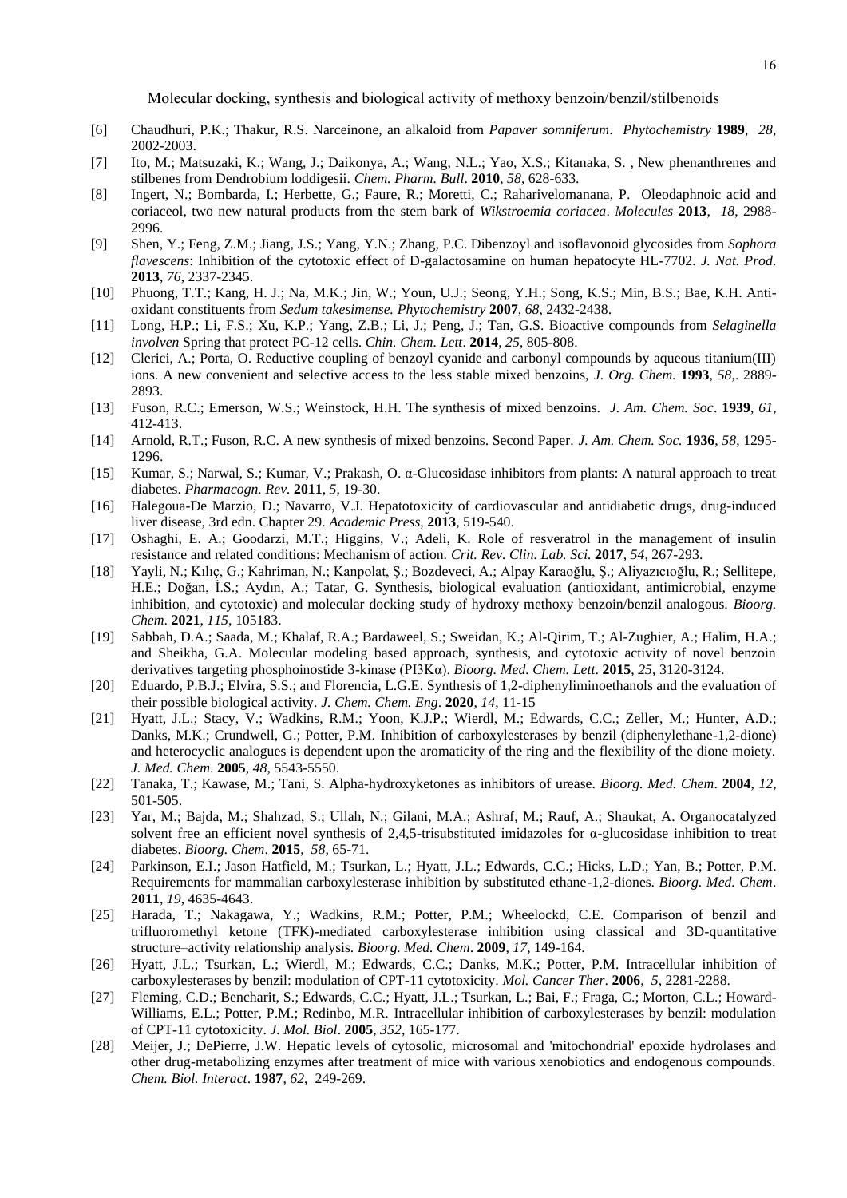[6] Chaudhuri, P.K.; Thakur, R.S. Narceinone, an alkaloid from *Papaver somniferum*. *Phytochemistry* **1989**, *28*, 2002-2003.

[7] Ito, M.; Matsuzaki, K.; Wang, J.; Daikonya, A.; Wang, N.L.; Yao, X.S.; Kitanaka, S. , New phenanthrenes and stilbenes from Dendrobium loddigesii. *Chem. Pharm. Bull*. **2010**, *58*, 628-633.

[8] Ingert, N.; Bombarda, I.; Herbette, G.; Faure, R.; Moretti, C.; Raharivelomanana, P. Oleodaphnoic acid and coriaceol, two new natural products from the stem bark of *Wikstroemia coriacea*. *Molecules* **2013**, *18*, 2988-2996.

[9] Shen, Y.; Feng, Z.M.; Jiang, J.S.; Yang, Y.N.; Zhang, P.C. Dibenzoyl and isoflavonoid glycosides from *Sophora flavescens*: Inhibition of the cytotoxic effect of D-galactosamine on human hepatocyte HL-7702. *J. Nat. Prod.* **2013**, *76*, 2337-2345.

[10] Phuong, T.T.; Kang, H. J.; Na, M.K.; Jin, W.; Youn, U.J.; Seong, Y.H.; Song, K.S.; Min, B.S.; Bae, K.H. Anti-oxidant constituents from *Sedum takesimense. Phytochemistry* **2007**, *68*, 2432-2438.

[11] Long, H.P.; Li, F.S.; Xu, K.P.; Yang, Z.B.; Li, J.; Peng, J.; Tan, G.S. Bioactive compounds from *Selaginella involven* Spring that protect PC-12 cells. *Chin. Chem. Lett*. **2014**, *25*, 805-808.

[12] Clerici, A.; Porta, O. Reductive coupling of benzoyl cyanide and carbonyl compounds by aqueous titanium(III) ions. A new convenient and selective access to the less stable mixed benzoins, *J. Org. Chem.* **1993**, *58*,. 2889-2893.

[13] Fuson, R.C.; Emerson, W.S.; Weinstock, H.H. The synthesis of mixed benzoins. *J. Am. Chem. Soc*. **1939**, *61*, 412-413.

[14] Arnold, R.T.; Fuson, R.C. A new synthesis of mixed benzoins. Second Paper. *J. Am. Chem. Soc.* **1936**, *58*, 1295-1296.

[15] Kumar, S.; Narwal, S.; Kumar, V.; Prakash, O. α-Glucosidase inhibitors from plants: A natural approach to treat diabetes. *Pharmacogn. Rev.* **2011**, *5*, 19-30.

[16] Halegoua-De Marzio, D.; Navarro, V.J. Hepatotoxicity of cardiovascular and antidiabetic drugs, drug-induced liver disease, 3rd edn. Chapter 29. *Academic Press*, **2013**, 519-540.

[17] Oshaghi, E. A.; Goodarzi, M.T.; Higgins, V.; Adeli, K. Role of resveratrol in the management of insulin resistance and related conditions: Mechanism of action. *Crit. Rev. Clin. Lab. Sci.* **2017**, *54*, 267-293.

[18] Yayli, N.; Kılıç, G.; Kahriman, N.; Kanpolat, Ş.; Bozdeveci, A.; Alpay Karaoğlu, Ş.; Aliyazıcıoğlu, R.; Sellitepe, H.E.; Doğan, İ.S.; Aydın, A.; Tatar, G. Synthesis, biological evaluation (antioxidant, antimicrobial, enzyme inhibition, and cytotoxic) and molecular docking study of hydroxy methoxy benzoin/benzil analogous. *Bioorg. Chem*. **2021**, *115*, 105183.

[19] Sabbah, D.A.; Saada, M.; Khalaf, R.A.; Bardaweel, S.; Sweidan, K.; Al-Qirim, T.; Al-Zughier, A.; Halim, H.A.; and Sheikha, G.A. Molecular modeling based approach, synthesis, and cytotoxic activity of novel benzoin derivatives targeting phosphoinostide 3-kinase (PI3Kα). *Bioorg. Med. Chem. Lett*. **2015**, *25*, 3120-3124.

[20] Eduardo, P.B.J.; Elvira, S.S.; and Florencia, L.G.E. Synthesis of 1,2-diphenyliminoethanols and the evaluation of their possible biological activity. *J. Chem. Chem. Eng*. **2020**, *14*, 11-15

[21] Hyatt, J.L.; Stacy, V.; Wadkins, R.M.; Yoon, K.J.P.; Wierdl, M.; Edwards, C.C.; Zeller, M.; Hunter, A.D.; Danks, M.K.; Crundwell, G.; Potter, P.M. Inhibition of carboxylesterases by benzil (diphenylethane-1,2-dione) and heterocyclic analogues is dependent upon the aromaticity of the ring and the flexibility of the dione moiety. *J. Med. Chem*. **2005**, *48*, 5543-5550.

[22] Tanaka, T.; Kawase, M.; Tani, S. Alpha-hydroxyketones as inhibitors of urease. *Bioorg. Med. Chem*. **2004**, *12*, 501-505.

[23] Yar, M.; Bajda, M.; Shahzad, S.; Ullah, N.; Gilani, M.A.; Ashraf, M.; Rauf, A.; Shaukat, A. Organocatalyzed solvent free an efficient novel synthesis of 2,4,5-trisubstituted imidazoles for α-glucosidase inhibition to treat diabetes. *Bioorg. Chem*. **2015**, *58*, 65-71.

[24] Parkinson, E.I.; Jason Hatfield, M.; Tsurkan, L.; Hyatt, J.L.; Edwards, C.C.; Hicks, L.D.; Yan, B.; Potter, P.M. Requirements for mammalian carboxylesterase inhibition by substituted ethane-1,2-diones. *Bioorg. Med. Chem*. **2011**, *19*, 4635-4643.

[25] Harada, T.; Nakagawa, Y.; Wadkins, R.M.; Potter, P.M.; Wheelockd, C.E. Comparison of benzil and trifluoromethyl ketone (TFK)-mediated carboxylesterase inhibition using classical and 3D-quantitative structure–activity relationship analysis. *Bioorg. Med. Chem*. **2009**, *17*, 149-164.

[26] Hyatt, J.L.; Tsurkan, L.; Wierdl, M.; Edwards, C.C.; Danks, M.K.; Potter, P.M. Intracellular inhibition of carboxylesterases by benzil: modulation of CPT-11 cytotoxicity. *Mol. Cancer Ther*. **2006**, *5*, 2281-2288.

[27] Fleming, C.D.; Bencharit, S.; Edwards, C.C.; Hyatt, J.L.; Tsurkan, L.; Bai, F.; Fraga, C.; Morton, C.L.; Howard-Williams, E.L.; Potter, P.M.; Redinbo, M.R. Intracellular inhibition of carboxylesterases by benzil: modulation of CPT-11 cytotoxicity. *J. Mol. Biol*. **2005**, *352*, 165-177.

[28] Meijer, J.; DePierre, J.W. Hepatic levels of cytosolic, microsomal and 'mitochondrial' epoxide hydrolases and other drug-metabolizing enzymes after treatment of mice with various xenobiotics and endogenous compounds. *Chem. Biol. Interact*. **1987**, *62*, 249-269.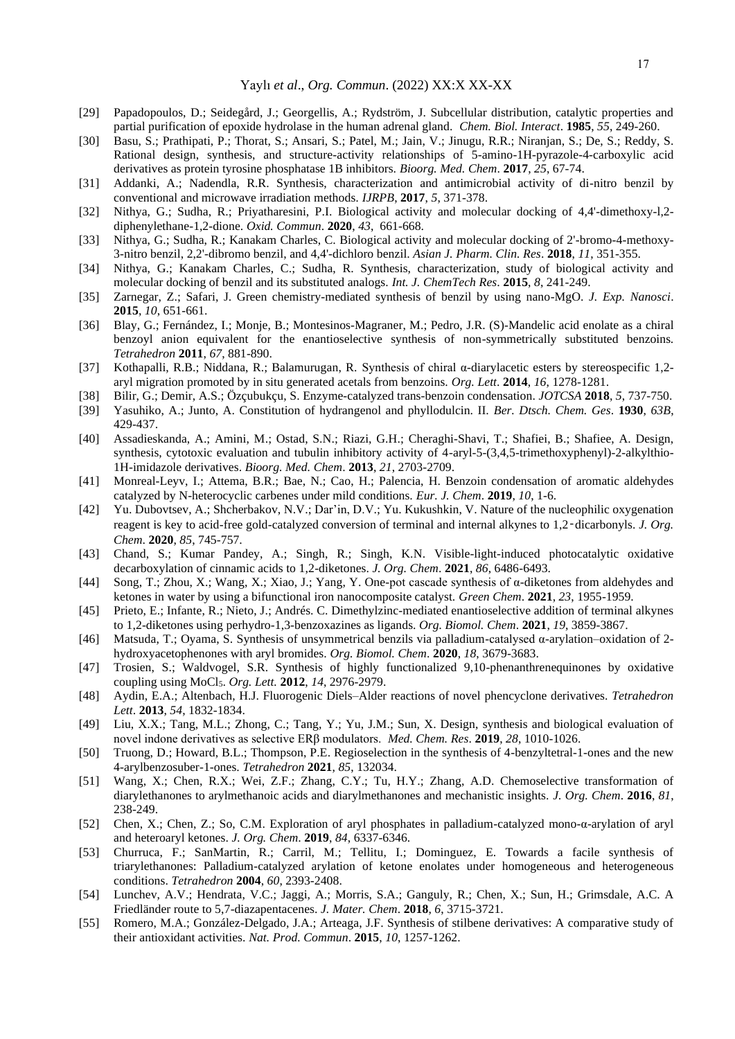[29] Papadopoulos, D.; Seidegård, J.; Georgellis, A.; Rydström, J. Subcellular distribution, catalytic properties and partial purification of epoxide hydrolase in the human adrenal gland. *Chem. Biol. Interact*. **1985**, *55*, 249-260.

[30] Basu, S.; Prathipati, P.; Thorat, S.; Ansari, S.; Patel, M.; Jain, V.; Jinugu, R.R.; Niranjan, S.; De, S.; Reddy, S. Rational design, synthesis, and structure-activity relationships of 5-amino-1H-pyrazole-4-carboxylic acid derivatives as protein tyrosine phosphatase 1B inhibitors. *Bioorg. Med. Chem*. **2017**, *25*, 67-74.

[31] Addanki, A.; Nadendla, R.R. Synthesis, characterization and antimicrobial activity of di-nitro benzil by conventional and microwave irradiation methods. *IJRPB*, **2017**, *5*, 371-378.

[32] Nithya, G.; Sudha, R.; Priyatharesini, P.I. Biological activity and molecular docking of 4,4'-dimethoxy-l,2-diphenylethane-1,2-dione. *Oxid. Commun*. **2020**, *43*, 661-668.

[33] Nithya, G.; Sudha, R.; Kanakam Charles, C. Biological activity and molecular docking of 2'-bromo-4-methoxy-3-nitro benzil, 2,2'-dibromo benzil, and 4,4'-dichloro benzil. *Asian J. Pharm. Clin. Res*. **2018**, *11*, 351-355.

[34] Nithya, G.; Kanakam Charles, C.; Sudha, R. Synthesis, characterization, study of biological activity and molecular docking of benzil and its substituted analogs. *Int. J. ChemTech Res*. **2015**, *8*, 241-249.

[35] Zarnegar, Z.; Safari, J. Green chemistry-mediated synthesis of benzil by using nano-MgO. *J. Exp. Nanosci*. **2015**, *10*, 651-661.

[36] Blay, G.; Fernández, I.; Monje, B.; Montesinos-Magraner, M.; Pedro, J.R. (S)-Mandelic acid enolate as a chiral benzoyl anion equivalent for the enantioselective synthesis of non-symmetrically substituted benzoins. *Tetrahedron* **2011**, *67*, 881-890.

[37] Kothapalli, R.B.; Niddana, R.; Balamurugan, R. Synthesis of chiral α-diarylacetic esters by stereospecific 1,2-aryl migration promoted by in situ generated acetals from benzoins. *Org. Lett*. **2014**, *16*, 1278-1281.

[38] Bilir, G.; Demir, A.S.; Özçubukçu, S. Enzyme-catalyzed trans-benzoin condensation. *JOTCSA* **2018**, *5*, 737-750.

[39] Yasuhiko, A.; Junto, A. Constitution of hydrangenol and phyllodulcin. II. *Ber. Dtsch. Chem. Ges*. **1930**, *63B*, 429-437.

[40] Assadieskanda, A.; Amini, M.; Ostad, S.N.; Riazi, G.H.; Cheraghi-Shavi, T.; Shafiei, B.; Shafiee, A. Design, synthesis, cytotoxic evaluation and tubulin inhibitory activity of 4-aryl-5-(3,4,5-trimethoxyphenyl)-2-alkylthio-1H-imidazole derivatives. *Bioorg. Med. Chem*. **2013**, *21*, 2703-2709.

[41] Monreal-Leyv, I.; Attema, B.R.; Bae, N.; Cao, H.; Palencia, H. Benzoin condensation of aromatic aldehydes catalyzed by N-heterocyclic carbenes under mild conditions. *Eur. J. Chem*. **2019**, *10*, 1-6.

[42] Yu. Dubovtsev, A.; Shcherbakov, N.V.; Dar'in, D.V.; Yu. Kukushkin, V. Nature of the nucleophilic oxygenation reagent is key to acid-free gold-catalyzed conversion of terminal and internal alkynes to 1,2‑dicarbonyls. *J. Org. Chem*. **2020**, *85*, 745-757.

[43] Chand, S.; Kumar Pandey, A.; Singh, R.; Singh, K.N. Visible-light-induced photocatalytic oxidative decarboxylation of cinnamic acids to 1,2-diketones. *J. Org. Chem*. **2021**, *86*, 6486-6493.

[44] Song, T.; Zhou, X.; Wang, X.; Xiao, J.; Yang, Y. One-pot cascade synthesis of α-diketones from aldehydes and ketones in water by using a bifunctional iron nanocomposite catalyst. *Green Chem*. **2021**, *23*, 1955-1959.

[45] Prieto, E.; Infante, R.; Nieto, J.; Andrés. C. Dimethylzinc-mediated enantioselective addition of terminal alkynes to 1,2-diketones using perhydro-1,3-benzoxazines as ligands. *Org. Biomol. Chem*. **2021**, *19*, 3859-3867.

[46] Matsuda, T.; Oyama, S. Synthesis of unsymmetrical benzils via palladium-catalysed α-arylation–oxidation of 2-hydroxyacetophenones with aryl bromides. *Org. Biomol. Chem*. **2020**, *18*, 3679-3683.

[47] Trosien, S.; Waldvogel, S.R. Synthesis of highly functionalized 9,10-phenanthrenequinones by oxidative coupling using $MoCl_5$. *Org. Lett.* **2012**, *14*, 2976-2979.

[48] Aydin, E.A.; Altenbach, H.J. Fluorogenic Diels–Alder reactions of novel phencyclone derivatives. *Tetrahedron Lett*. **2013**, *54*, 1832-1834.

[49] Liu, X.X.; Tang, M.L.; Zhong, C.; Tang, Y.; Yu, J.M.; Sun, X. Design, synthesis and biological evaluation of novel indone derivatives as selective ERβ modulators. *Med. Chem. Res*. **2019**, *28*, 1010-1026.

[50] Truong, D.; Howard, B.L.; Thompson, P.E. Regioselection in the synthesis of 4-benzyltetral-1-ones and the new 4-arylbenzosuber-1-ones. *Tetrahedron* **2021**, *85*, 132034.

[51] Wang, X.; Chen, R.X.; Wei, Z.F.; Zhang, C.Y.; Tu, H.Y.; Zhang, A.D. Chemoselective transformation of diarylethanones to arylmethanoic acids and diarylmethanones and mechanistic insights. *J. Org. Chem*. **2016**, *81*, 238-249.

[52] Chen, X.; Chen, Z.; So, C.M. Exploration of aryl phosphates in palladium-catalyzed mono-α-arylation of aryl and heteroaryl ketones. *J. Org. Chem*. **2019**, *84*, 6337-6346.

[53] Churruca, F.; SanMartin, R.; Carril, M.; Tellitu, I.; Dominguez, E. Towards a facile synthesis of triarylethanones: Palladium-catalyzed arylation of ketone enolates under homogeneous and heterogeneous conditions. *Tetrahedron* **2004**, *60*, 2393-2408.

[54] Lunchev, A.V.; Hendrata, V.C.; Jaggi, A.; Morris, S.A.; Ganguly, R.; Chen, X.; Sun, H.; Grimsdale, A.C. A Friedländer route to 5,7-diazapentacenes. *J. Mater. Chem*. **2018**, *6*, 3715-3721.

[55] Romero, M.A.; González-Delgado, J.A.; Arteaga, J.F. Synthesis of stilbene derivatives: A comparative study of their antioxidant activities. *Nat. Prod. Commun*. **2015**, *10*, 1257-1262.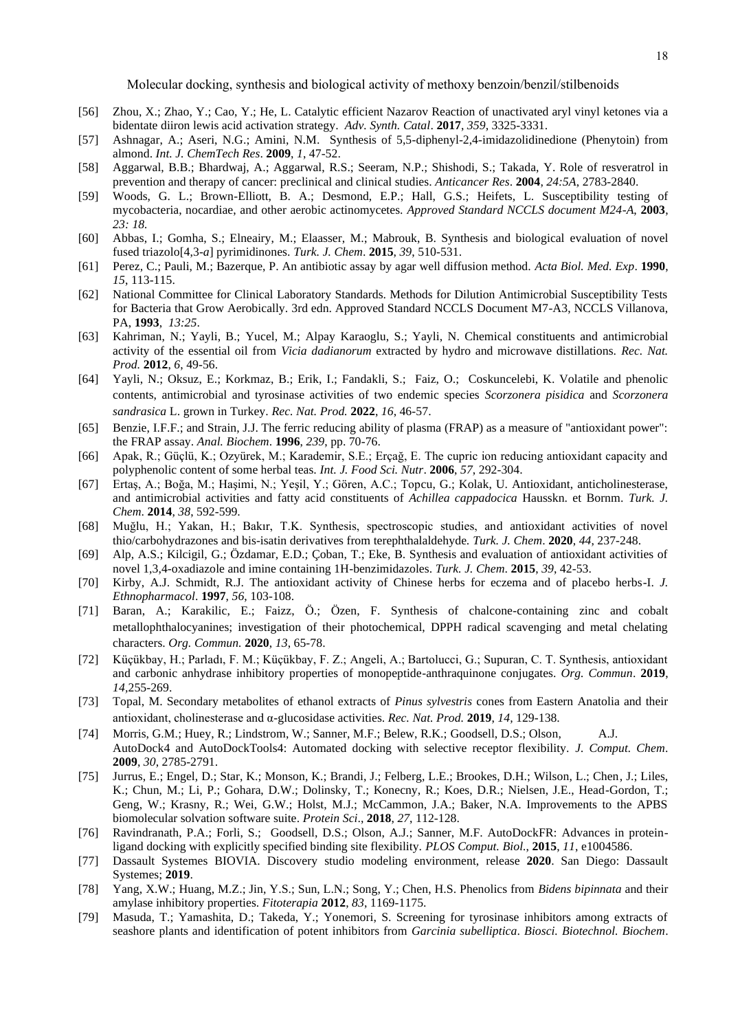[56] Zhou, X.; Zhao, Y.; Cao, Y.; He, L. Catalytic efficient Nazarov Reaction of unactivated aryl vinyl ketones via a bidentate diiron lewis acid activation strategy. *Adv. Synth. Catal*. **2017**, *359*, 3325-3331.

[57] Ashnagar, A.; Aseri, N.G.; Amini, N.M. Synthesis of 5,5-diphenyl-2,4-imidazolidinedione (Phenytoin) from almond. *Int. J. ChemTech Res*. **2009**, *1*, 47-52.

[58] Aggarwal, B.B.; Bhardwaj, A.; Aggarwal, R.S.; Seeram, N.P.; Shishodi, S.; Takada, Y. Role of resveratrol in prevention and therapy of cancer: preclinical and clinical studies. *Anticancer Res*. **2004**, *24:5A*, 2783-2840.

[59] Woods, G. L.; Brown-Elliott, B. A.; Desmond, E.P.; Hall, G.S.; Heifets, L. Susceptibility testing of mycobacteria, nocardiae, and other aerobic actinomycetes. *Approved Standard NCCLS document M24-A*, **2003**, *23: 18*.

[60] Abbas, I.; Gomha, S.; Elneairy, M.; Elaasser, M.; Mabrouk, B. Synthesis and biological evaluation of novel fused triazolo[4,3-*a*] pyrimidinones. *Turk. J. Chem*. **2015**, *39*, 510-531.

[61] Perez, C.; Pauli, M.; Bazerque, P. An antibiotic assay by agar well diffusion method. *Acta Biol. Med. Exp*. **1990**, *15*, 113-115.

[62] National Committee for Clinical Laboratory Standards. Methods for Dilution Antimicrobial Susceptibility Tests for Bacteria that Grow Aerobically. 3rd edn. Approved Standard NCCLS Document M7-A3, NCCLS Villanova, PA, **1993**, *13:25*.

[63] Kahriman, N.; Yayli, B.; Yucel, M.; Alpay Karaoglu, S.; Yayli, N. Chemical constituents and antimicrobial activity of the essential oil from *Vicia dadianorum* extracted by hydro and microwave distillations. *Rec. Nat. Prod.* **2012**, *6*, 49-56.

[64] Yayli, N.; Oksuz, E.; Korkmaz, B.; Erik, I.; Fandakli, S.; Faiz, O.; Coskuncelebi, K. Volatile and phenolic contents, antimicrobial and tyrosinase activities of two endemic species *Scorzonera pisidica* and *Scorzonera sandrasica* L. grown in Turkey. *Rec. Nat. Prod.* **2022**, *16*, 46-57.

[65] Benzie, I.F.F.; and Strain, J.J. The ferric reducing ability of plasma (FRAP) as a measure of "antioxidant power": the FRAP assay. *Anal. Biochem*. **1996**, *239*, pp. 70-76.

[66] Apak, R.; Güçlü, K.; Ozyürek, M.; Karademir, S.E.; Erçağ, E. The cupric ion reducing antioxidant capacity and polyphenolic content of some herbal teas. *Int. J. Food Sci. Nutr*. **2006**, *57*, 292-304.

[67] Ertaş, A.; Boğa, M.; Haşimi, N.; Yeşil, Y.; Gören, A.C.; Topcu, G.; Kolak, U. Antioxidant, anticholinesterase, and antimicrobial activities and fatty acid constituents of *Achillea cappadocica* Hausskn. et Bornm. *Turk. J. Chem*. **2014**, *38*, 592-599.

[68] Muğlu, H.; Yakan, H.; Bakır, T.K. Synthesis, spectroscopic studies, and antioxidant activities of novel thio/carbohydrazones and bis-isatin derivatives from terephthalaldehyde. *Turk. J. Chem*. **2020**, *44*, 237-248.

[69] Alp, A.S.; Kilcigil, G.; Özdamar, E.D.; Çoban, T.; Eke, B. Synthesis and evaluation of antioxidant activities of novel 1,3,4-oxadiazole and imine containing 1H-benzimidazoles. *Turk. J. Chem*. **2015**, *39*, 42-53.

[70] Kirby, A.J. Schmidt, R.J. The antioxidant activity of Chinese herbs for eczema and of placebo herbs-I. *J. Ethnopharmacol*. **1997**, *56*, 103-108.

[71] Baran, A.; Karakilic, E.; Faizz, Ö.; Özen, F. Synthesis of chalcone-containing zinc and cobalt metallophthalocyanines; investigation of their photochemical, DPPH radical scavenging and metal chelating characters. *Org. Commun.* **2020**, *13*, 65-78.

[72] Küçükbay, H.; Parladı, F. M.; Küçükbay, F. Z.; Angeli, A.; Bartolucci, G.; Supuran, C. T. Synthesis, antioxidant and carbonic anhydrase inhibitory properties of monopeptide-anthraquinone conjugates. *Org. Commun*. **2019**, *14*,255-269.

[73] Topal, M. Secondary metabolites of ethanol extracts of *Pinus sylvestris* cones from Eastern Anatolia and their antioxidant, cholinesterase and α-glucosidase activities. *Rec. Nat. Prod.* **2019**, *14*, 129-138.

[74] Morris, G.M.; Huey, R.; Lindstrom, W.; Sanner, M.F.; Belew, R.K.; Goodsell, D.S.; Olson, A.J. AutoDock4 and AutoDockTools4: Automated docking with selective receptor flexibility. *J. Comput. Chem*. **2009**, *30*, 2785-2791.

[75] Jurrus, E.; Engel, D.; Star, K.; Monson, K.; Brandi, J.; Felberg, L.E.; Brookes, D.H.; Wilson, L.; Chen, J.; Liles, K.; Chun, M.; Li, P.; Gohara, D.W.; Dolinsky, T.; Konecny, R.; Koes, D.R.; Nielsen, J.E., Head-Gordon, T.; Geng, W.; Krasny, R.; Wei, G.W.; Holst, M.J.; McCammon, J.A.; Baker, N.A. Improvements to the APBS biomolecular solvation software suite. *Protein Sci*., **2018**, *27*, 112-128.

[76] Ravindranath, P.A.; Forli, S.; Goodsell, D.S.; Olson, A.J.; Sanner, M.F. AutoDockFR: Advances in protein-ligand docking with explicitly specified binding site flexibility. *PLOS Comput. Biol.*, **2015**, *11*, e1004586.

[77] Dassault Systemes BIOVIA. Discovery studio modeling environment, release **2020**. San Diego: Dassault Systemes; **2019**.

[78] Yang, X.W.; Huang, M.Z.; Jin, Y.S.; Sun, L.N.; Song, Y.; Chen, H.S. Phenolics from *Bidens bipinnata* and their amylase inhibitory properties. *Fitoterapia* **2012**, *83*, 1169-1175.

[79] Masuda, T.; Yamashita, D.; Takeda, Y.; Yonemori, S. Screening for tyrosinase inhibitors among extracts of seashore plants and identification of potent inhibitors from *Garcinia subelliptica*. *Biosci. Biotechnol. Biochem*.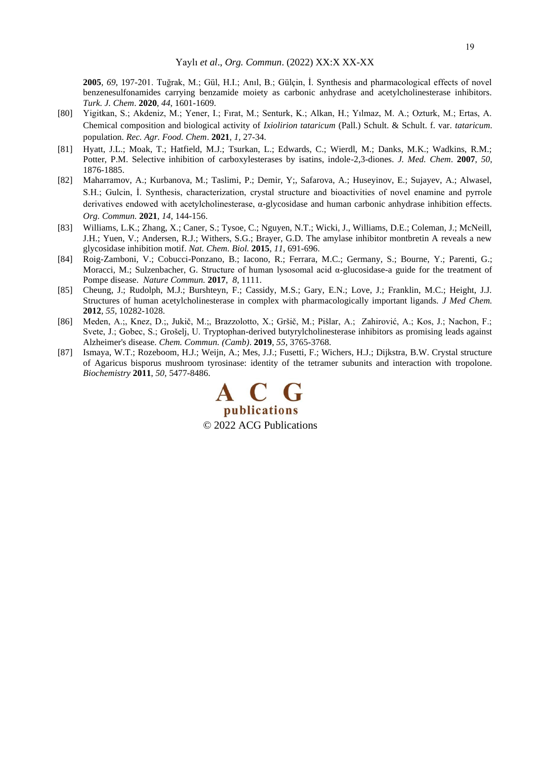**2005**, *69*, 197-201. Tuğrak, M.; Gül, H.I.; Anıl, B.; Gülçin, İ. Synthesis and pharmacological effects of novel benzenesulfonamides carrying benzamide moiety as carbonic anhydrase and acetylcholinesterase inhibitors. *Turk. J. Chem*. **2020**, *44*, 1601-1609.

[80] Yigitkan, S.; Akdeniz, M.; Yener, I.; Fırat, M.; Senturk, K.; Alkan, H.; Yılmaz, M. A.; Ozturk, M.; Ertas, A. Chemical composition and biological activity of *Ixiolirion tataricum* (Pall.) Schult. & Schult. f. var. *tataricum*. population. *Rec. Agr. Food. Chem*. **2021**, *1*, 27-34.

[81] Hyatt, J.L.; Moak, T.; Hatfield, M.J.; Tsurkan, L.; Edwards, C.; Wierdl, M.; Danks, M.K.; Wadkins, R.M.; Potter, P.M. Selective inhibition of carboxylesterases by isatins, indole-2,3-diones. *J. Med. Chem*. **2007**, *50*, 1876-1885.

[82] Maharramov, A.; Kurbanova, M.; Taslimi, P.; Demir, Y;, Safarova, A.; Huseyinov, E.; Sujayev, A.; Alwasel, S.H.; Gulcin, İ. Synthesis, characterization, crystal structure and bioactivities of novel enamine and pyrrole derivatives endowed with acetylcholinesterase, α-glycosidase and human carbonic anhydrase inhibition effects. *Org. Commun.* **2021**, *14*, 144-156.

[83] Williams, L.K.; Zhang, X.; Caner, S.; Tysoe, C.; Nguyen, N.T.; Wicki, J., Williams, D.E.; Coleman, J.; McNeill, J.H.; Yuen, V.; Andersen, R.J.; Withers, S.G.; Brayer, G.D. The amylase inhibitor montbretin A reveals a new glycosidase inhibition motif. *Nat. Chem. Biol.* **2015**, *11*, 691-696.

[84] Roig-Zamboni, V.; Cobucci-Ponzano, B.; Iacono, R.; Ferrara, M.C.; Germany, S.; Bourne, Y.; Parenti, G.; Moracci, M.; Sulzenbacher, G. Structure of human lysosomal acid α-glucosidase-a guide for the treatment of Pompe disease. *Nature Commun.* **2017**, *8*, 1111.

[85] Cheung, J.; Rudolph, M.J.; Burshteyn, F.; Cassidy, M.S.; Gary, E.N.; Love, J.; Franklin, M.C.; Height, J.J. Structures of human acetylcholinesterase in complex with pharmacologically important ligands. *J Med Chem.* **2012**, *55*, 10282-1028.

[86] Meden, A.;, Knez, D.;, Jukič, M.;, Brazzolotto, X.; Gršič, M.; Pišlar, A.; Zahirović, A.; Kos, J.; Nachon, F.; Svete, J.; Gobec, S.; Grošelj, U. Tryptophan-derived butyrylcholinesterase inhibitors as promising leads against Alzheimer's disease. *Chem. Commun. (Camb)*. **2019**, *55*, 3765-3768.

[87] Ismaya, W.T.; Rozeboom, H.J.; Weijn, A.; Mes, J.J.; Fusetti, F.; Wichers, H.J.; Dijkstra, B.W. Crystal structure of Agaricus bisporus mushroom tyrosinase: identity of the tetramer subunits and interaction with tropolone. *Biochemistry* **2011**, *50*, 5477-8486.

A C G
publications
© 2022 ACG Publications